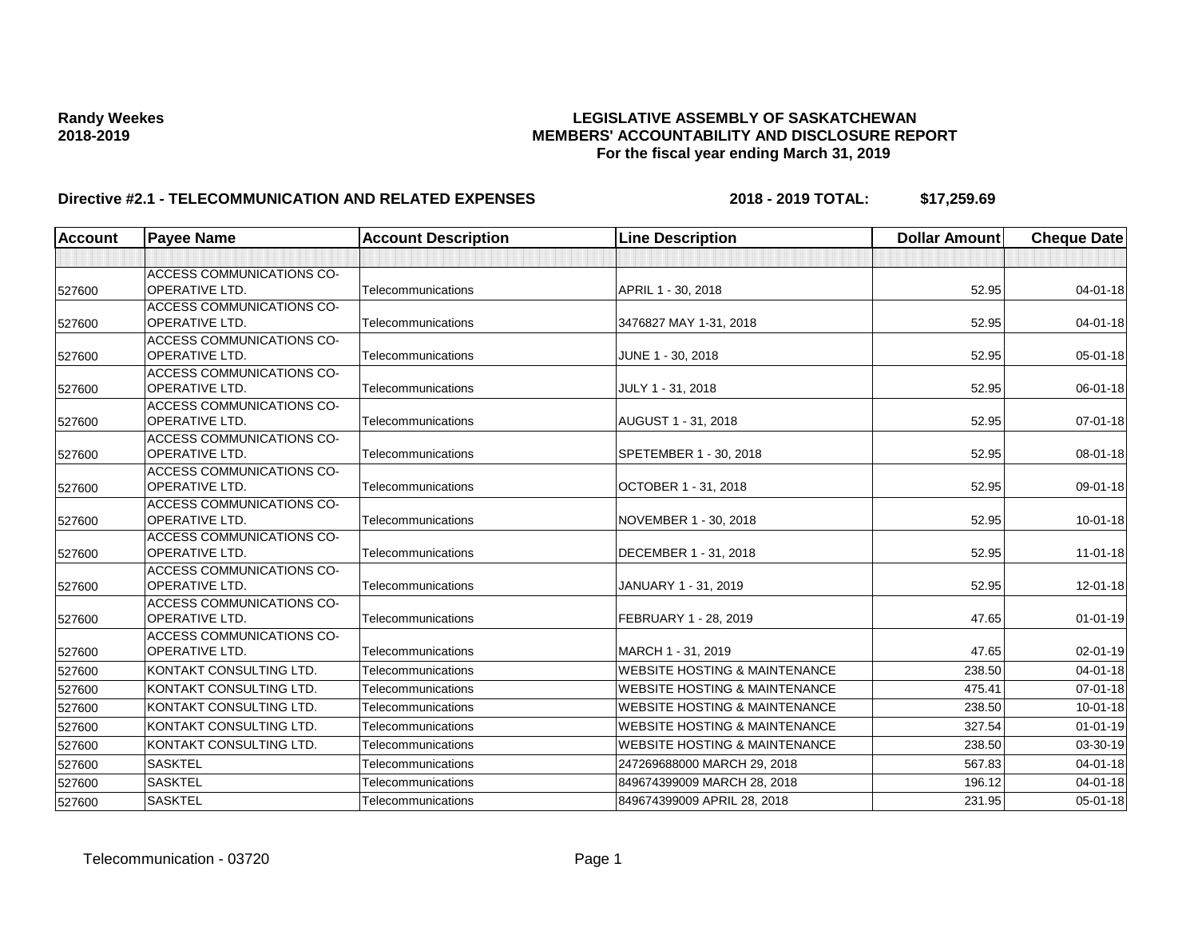**Randy Weekes**
**2018-2019**

**LEGISLATIVE ASSEMBLY OF SASKATCHEWAN**
**MEMBERS' ACCOUNTABILITY AND DISCLOSURE REPORT**
**For the fiscal year ending March 31, 2019**

## Directive #2.1 - TELECOMMUNICATION AND RELATED EXPENSES — 2018 - 2019 TOTAL: $17,259.69

| Account | Payee Name | Account Description | Line Description | Dollar Amount | Cheque Date |
|---|---|---|---|---|---|
| | | | | | |
| 527600 | ACCESS COMMUNICATIONS CO-OPERATIVE LTD. | Telecommunications | APRIL 1 - 30, 2018 | 52.95 | 04-01-18 |
| 527600 | ACCESS COMMUNICATIONS CO-OPERATIVE LTD. | Telecommunications | 3476827 MAY 1-31, 2018 | 52.95 | 04-01-18 |
| 527600 | ACCESS COMMUNICATIONS CO-OPERATIVE LTD. | Telecommunications | JUNE 1 - 30, 2018 | 52.95 | 05-01-18 |
| 527600 | ACCESS COMMUNICATIONS CO-OPERATIVE LTD. | Telecommunications | JULY 1 - 31, 2018 | 52.95 | 06-01-18 |
| 527600 | ACCESS COMMUNICATIONS CO-OPERATIVE LTD. | Telecommunications | AUGUST 1 - 31, 2018 | 52.95 | 07-01-18 |
| 527600 | ACCESS COMMUNICATIONS CO-OPERATIVE LTD. | Telecommunications | SPETEMBER 1 - 30, 2018 | 52.95 | 08-01-18 |
| 527600 | ACCESS COMMUNICATIONS CO-OPERATIVE LTD. | Telecommunications | OCTOBER 1 - 31, 2018 | 52.95 | 09-01-18 |
| 527600 | ACCESS COMMUNICATIONS CO-OPERATIVE LTD. | Telecommunications | NOVEMBER 1 - 30, 2018 | 52.95 | 10-01-18 |
| 527600 | ACCESS COMMUNICATIONS CO-OPERATIVE LTD. | Telecommunications | DECEMBER 1 - 31, 2018 | 52.95 | 11-01-18 |
| 527600 | ACCESS COMMUNICATIONS CO-OPERATIVE LTD. | Telecommunications | JANUARY 1 - 31, 2019 | 52.95 | 12-01-18 |
| 527600 | ACCESS COMMUNICATIONS CO-OPERATIVE LTD. | Telecommunications | FEBRUARY 1 - 28, 2019 | 47.65 | 01-01-19 |
| 527600 | ACCESS COMMUNICATIONS CO-OPERATIVE LTD. | Telecommunications | MARCH 1 - 31, 2019 | 47.65 | 02-01-19 |
| 527600 | KONTAKT CONSULTING LTD. | Telecommunications | WEBSITE HOSTING & MAINTENANCE | 238.50 | 04-01-18 |
| 527600 | KONTAKT CONSULTING LTD. | Telecommunications | WEBSITE HOSTING & MAINTENANCE | 475.41 | 07-01-18 |
| 527600 | KONTAKT CONSULTING LTD. | Telecommunications | WEBSITE HOSTING & MAINTENANCE | 238.50 | 10-01-18 |
| 527600 | KONTAKT CONSULTING LTD. | Telecommunications | WEBSITE HOSTING & MAINTENANCE | 327.54 | 01-01-19 |
| 527600 | KONTAKT CONSULTING LTD. | Telecommunications | WEBSITE HOSTING & MAINTENANCE | 238.50 | 03-30-19 |
| 527600 | SASKTEL | Telecommunications | 247269688000 MARCH 29, 2018 | 567.83 | 04-01-18 |
| 527600 | SASKTEL | Telecommunications | 849674399009 MARCH 28, 2018 | 196.12 | 04-01-18 |
| 527600 | SASKTEL | Telecommunications | 849674399009 APRIL 28, 2018 | 231.95 | 05-01-18 |

Telecommunication - 03720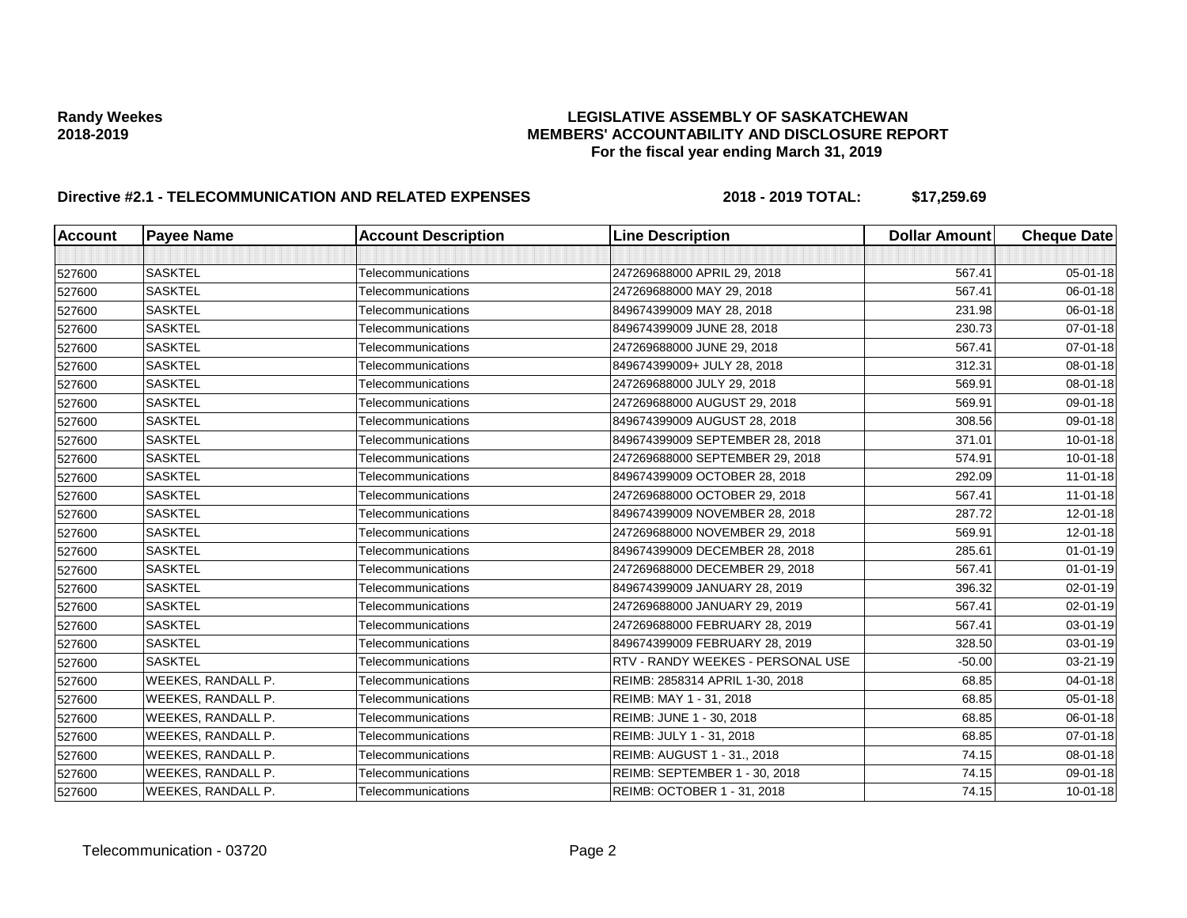**Randy Weekes**
**2018-2019**

# LEGISLATIVE ASSEMBLY OF SASKATCHEWAN
## MEMBERS' ACCOUNTABILITY AND DISCLOSURE REPORT
### For the fiscal year ending March 31, 2019

**Directive #2.1 - TELECOMMUNICATION AND RELATED EXPENSES** **2018 - 2019 TOTAL: $17,259.69**

| Account | Payee Name | Account Description | Line Description | Dollar Amount | Cheque Date |
|---|---|---|---|---|---|
| | | | | | |
| 527600 | SASKTEL | Telecommunications | 247269688000 APRIL 29, 2018 | 567.41 | 05-01-18 |
| 527600 | SASKTEL | Telecommunications | 247269688000 MAY 29, 2018 | 567.41 | 06-01-18 |
| 527600 | SASKTEL | Telecommunications | 849674399009 MAY 28, 2018 | 231.98 | 06-01-18 |
| 527600 | SASKTEL | Telecommunications | 849674399009 JUNE 28, 2018 | 230.73 | 07-01-18 |
| 527600 | SASKTEL | Telecommunications | 247269688000 JUNE 29, 2018 | 567.41 | 07-01-18 |
| 527600 | SASKTEL | Telecommunications | 849674399009+ JULY 28, 2018 | 312.31 | 08-01-18 |
| 527600 | SASKTEL | Telecommunications | 247269688000 JULY 29, 2018 | 569.91 | 08-01-18 |
| 527600 | SASKTEL | Telecommunications | 247269688000 AUGUST 29, 2018 | 569.91 | 09-01-18 |
| 527600 | SASKTEL | Telecommunications | 849674399009 AUGUST 28, 2018 | 308.56 | 09-01-18 |
| 527600 | SASKTEL | Telecommunications | 849674399009 SEPTEMBER 28, 2018 | 371.01 | 10-01-18 |
| 527600 | SASKTEL | Telecommunications | 247269688000 SEPTEMBER 29, 2018 | 574.91 | 10-01-18 |
| 527600 | SASKTEL | Telecommunications | 849674399009 OCTOBER 28, 2018 | 292.09 | 11-01-18 |
| 527600 | SASKTEL | Telecommunications | 247269688000 OCTOBER 29, 2018 | 567.41 | 11-01-18 |
| 527600 | SASKTEL | Telecommunications | 849674399009 NOVEMBER 28, 2018 | 287.72 | 12-01-18 |
| 527600 | SASKTEL | Telecommunications | 247269688000 NOVEMBER 29, 2018 | 569.91 | 12-01-18 |
| 527600 | SASKTEL | Telecommunications | 849674399009 DECEMBER 28, 2018 | 285.61 | 01-01-19 |
| 527600 | SASKTEL | Telecommunications | 247269688000 DECEMBER 29, 2018 | 567.41 | 01-01-19 |
| 527600 | SASKTEL | Telecommunications | 849674399009 JANUARY 28, 2019 | 396.32 | 02-01-19 |
| 527600 | SASKTEL | Telecommunications | 247269688000 JANUARY 29, 2019 | 567.41 | 02-01-19 |
| 527600 | SASKTEL | Telecommunications | 247269688000 FEBRUARY 28, 2019 | 567.41 | 03-01-19 |
| 527600 | SASKTEL | Telecommunications | 849674399009 FEBRUARY 28, 2019 | 328.50 | 03-01-19 |
| 527600 | SASKTEL | Telecommunications | RTV - RANDY WEEKES - PERSONAL USE | -50.00 | 03-21-19 |
| 527600 | WEEKES, RANDALL P. | Telecommunications | REIMB: 2858314 APRIL 1-30, 2018 | 68.85 | 04-01-18 |
| 527600 | WEEKES, RANDALL P. | Telecommunications | REIMB: MAY 1 - 31, 2018 | 68.85 | 05-01-18 |
| 527600 | WEEKES, RANDALL P. | Telecommunications | REIMB: JUNE 1 - 30, 2018 | 68.85 | 06-01-18 |
| 527600 | WEEKES, RANDALL P. | Telecommunications | REIMB: JULY 1 - 31, 2018 | 68.85 | 07-01-18 |
| 527600 | WEEKES, RANDALL P. | Telecommunications | REIMB: AUGUST 1 - 31., 2018 | 74.15 | 08-01-18 |
| 527600 | WEEKES, RANDALL P. | Telecommunications | REIMB: SEPTEMBER 1 - 30, 2018 | 74.15 | 09-01-18 |
| 527600 | WEEKES, RANDALL P. | Telecommunications | REIMB: OCTOBER 1 - 31, 2018 | 74.15 | 10-01-18 |

Telecommunication - 03720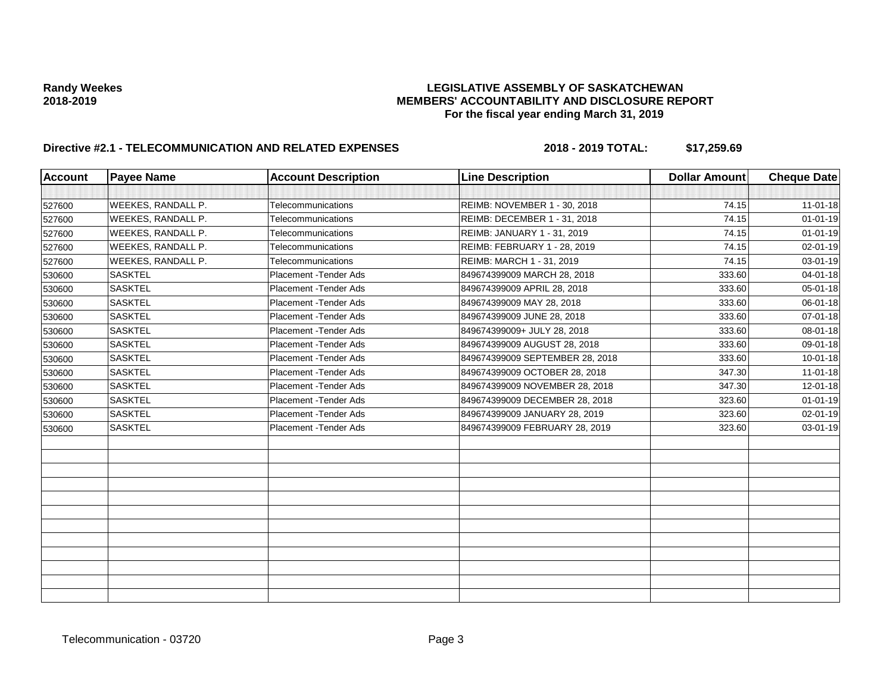**Randy Weekes**
**2018-2019**

**LEGISLATIVE ASSEMBLY OF SASKATCHEWAN**
**MEMBERS' ACCOUNTABILITY AND DISCLOSURE REPORT**
**For the fiscal year ending March 31, 2019**

**Directive #2.1 - TELECOMMUNICATION AND RELATED EXPENSES** **2018 - 2019 TOTAL: $17,259.69**

| Account | Payee Name | Account Description | Line Description | Dollar Amount | Cheque Date |
|---|---|---|---|---|---|
| | | | | | |
| 527600 | WEEKES, RANDALL P. | Telecommunications | REIMB: NOVEMBER 1 - 30, 2018 | 74.15 | 11-01-18 |
| 527600 | WEEKES, RANDALL P. | Telecommunications | REIMB: DECEMBER 1 - 31, 2018 | 74.15 | 01-01-19 |
| 527600 | WEEKES, RANDALL P. | Telecommunications | REIMB: JANUARY 1 - 31, 2019 | 74.15 | 01-01-19 |
| 527600 | WEEKES, RANDALL P. | Telecommunications | REIMB: FEBRUARY 1 - 28, 2019 | 74.15 | 02-01-19 |
| 527600 | WEEKES, RANDALL P. | Telecommunications | REIMB: MARCH 1 - 31, 2019 | 74.15 | 03-01-19 |
| 530600 | SASKTEL | Placement -Tender Ads | 849674399009 MARCH 28, 2018 | 333.60 | 04-01-18 |
| 530600 | SASKTEL | Placement -Tender Ads | 849674399009 APRIL 28, 2018 | 333.60 | 05-01-18 |
| 530600 | SASKTEL | Placement -Tender Ads | 849674399009 MAY 28, 2018 | 333.60 | 06-01-18 |
| 530600 | SASKTEL | Placement -Tender Ads | 849674399009 JUNE 28, 2018 | 333.60 | 07-01-18 |
| 530600 | SASKTEL | Placement -Tender Ads | 849674399009+ JULY 28, 2018 | 333.60 | 08-01-18 |
| 530600 | SASKTEL | Placement -Tender Ads | 849674399009 AUGUST 28, 2018 | 333.60 | 09-01-18 |
| 530600 | SASKTEL | Placement -Tender Ads | 849674399009 SEPTEMBER 28, 2018 | 333.60 | 10-01-18 |
| 530600 | SASKTEL | Placement -Tender Ads | 849674399009 OCTOBER 28, 2018 | 347.30 | 11-01-18 |
| 530600 | SASKTEL | Placement -Tender Ads | 849674399009 NOVEMBER 28, 2018 | 347.30 | 12-01-18 |
| 530600 | SASKTEL | Placement -Tender Ads | 849674399009 DECEMBER 28, 2018 | 323.60 | 01-01-19 |
| 530600 | SASKTEL | Placement -Tender Ads | 849674399009 JANUARY 28, 2019 | 323.60 | 02-01-19 |
| 530600 | SASKTEL | Placement -Tender Ads | 849674399009 FEBRUARY 28, 2019 | 323.60 | 03-01-19 |

Telecommunication - 03720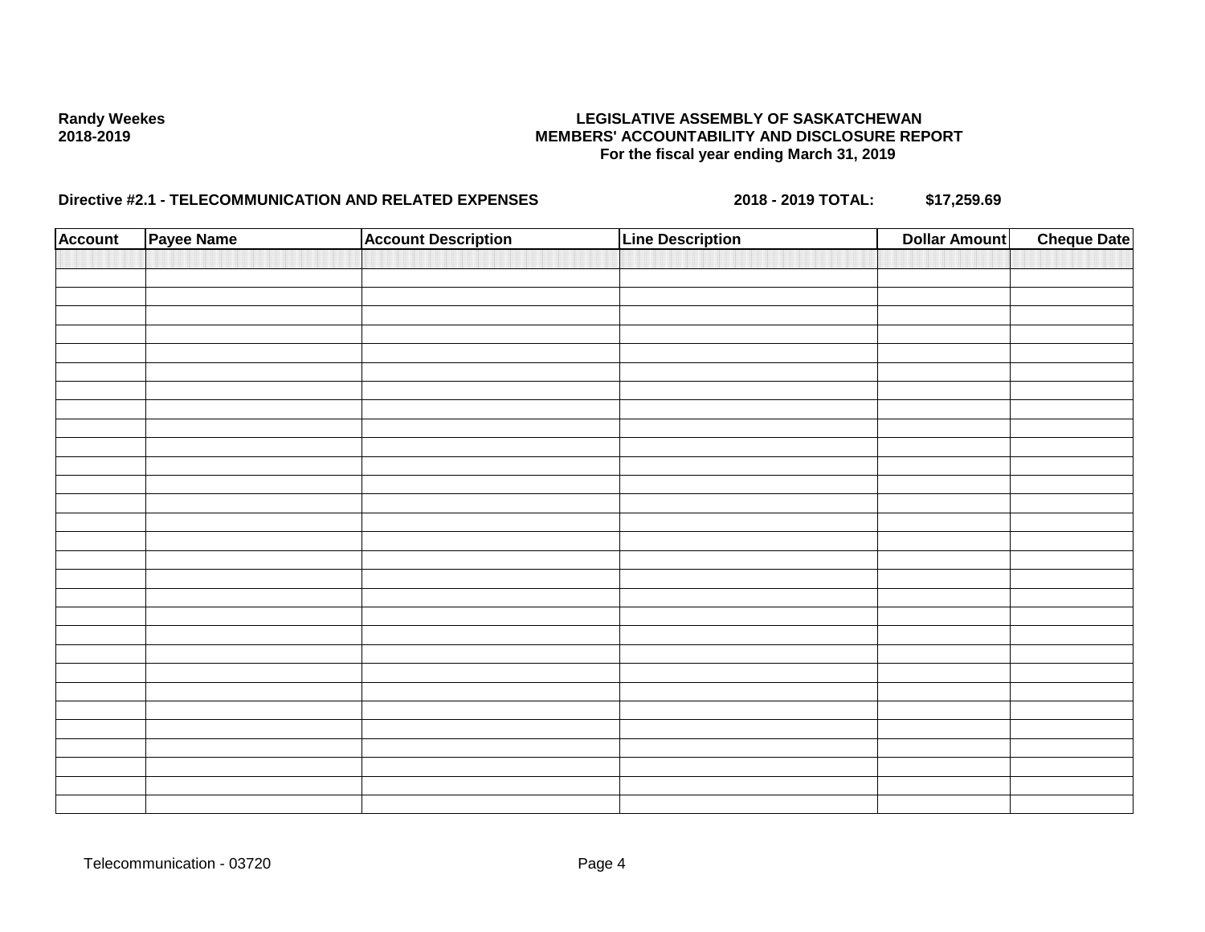**Randy Weekes**
**2018-2019**

**LEGISLATIVE ASSEMBLY OF SASKATCHEWAN**
**MEMBERS' ACCOUNTABILITY AND DISCLOSURE REPORT**
**For the fiscal year ending March 31, 2019**

**Directive #2.1 - TELECOMMUNICATION AND RELATED EXPENSES** **2018 - 2019 TOTAL: $17,259.69**

| Account | Payee Name | Account Description | Line Description | Dollar Amount | Cheque Date |
|---|---|---|---|---|---|
| | | | | | |

Telecommunication - 03720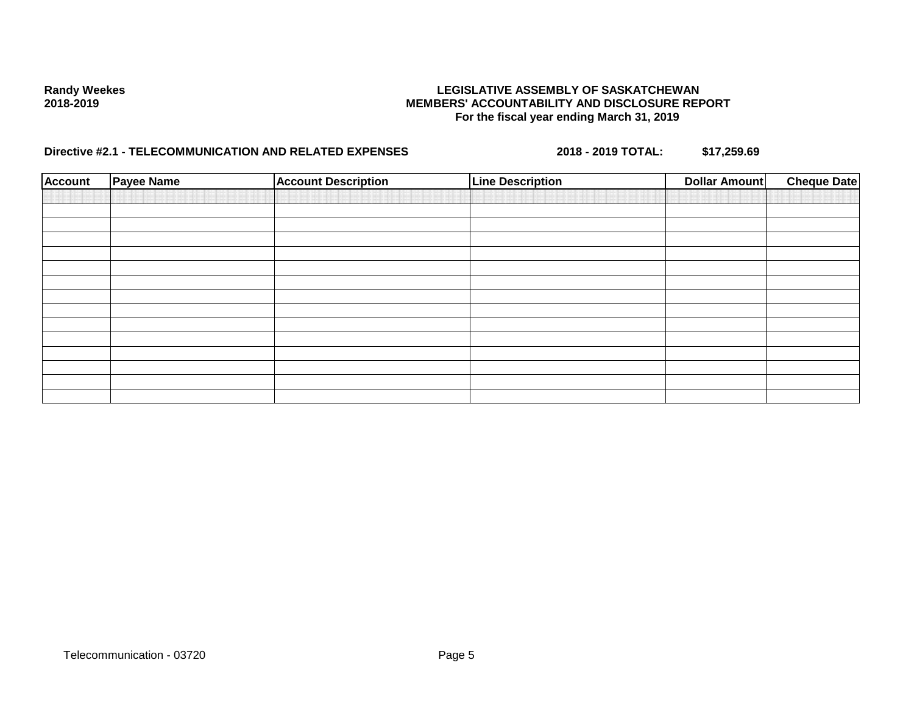**Randy Weekes**
**2018-2019**

**LEGISLATIVE ASSEMBLY OF SASKATCHEWAN**
**MEMBERS' ACCOUNTABILITY AND DISCLOSURE REPORT**
**For the fiscal year ending March 31, 2019**

**Directive #2.1 - TELECOMMUNICATION AND RELATED EXPENSES** **2018 - 2019 TOTAL: $17,259.69**

| Account | Payee Name | Account Description | Line Description | Dollar Amount | Cheque Date |
|---|---|---|---|---|---|
| | | | | | |
| | | | | | |
| | | | | | |
| | | | | | |
| | | | | | |
| | | | | | |
| | | | | | |
| | | | | | |
| | | | | | |
| | | | | | |
| | | | | | |
| | | | | | |
| | | | | | |
| | | | | | |
| | | | | | |

Telecommunication - 03720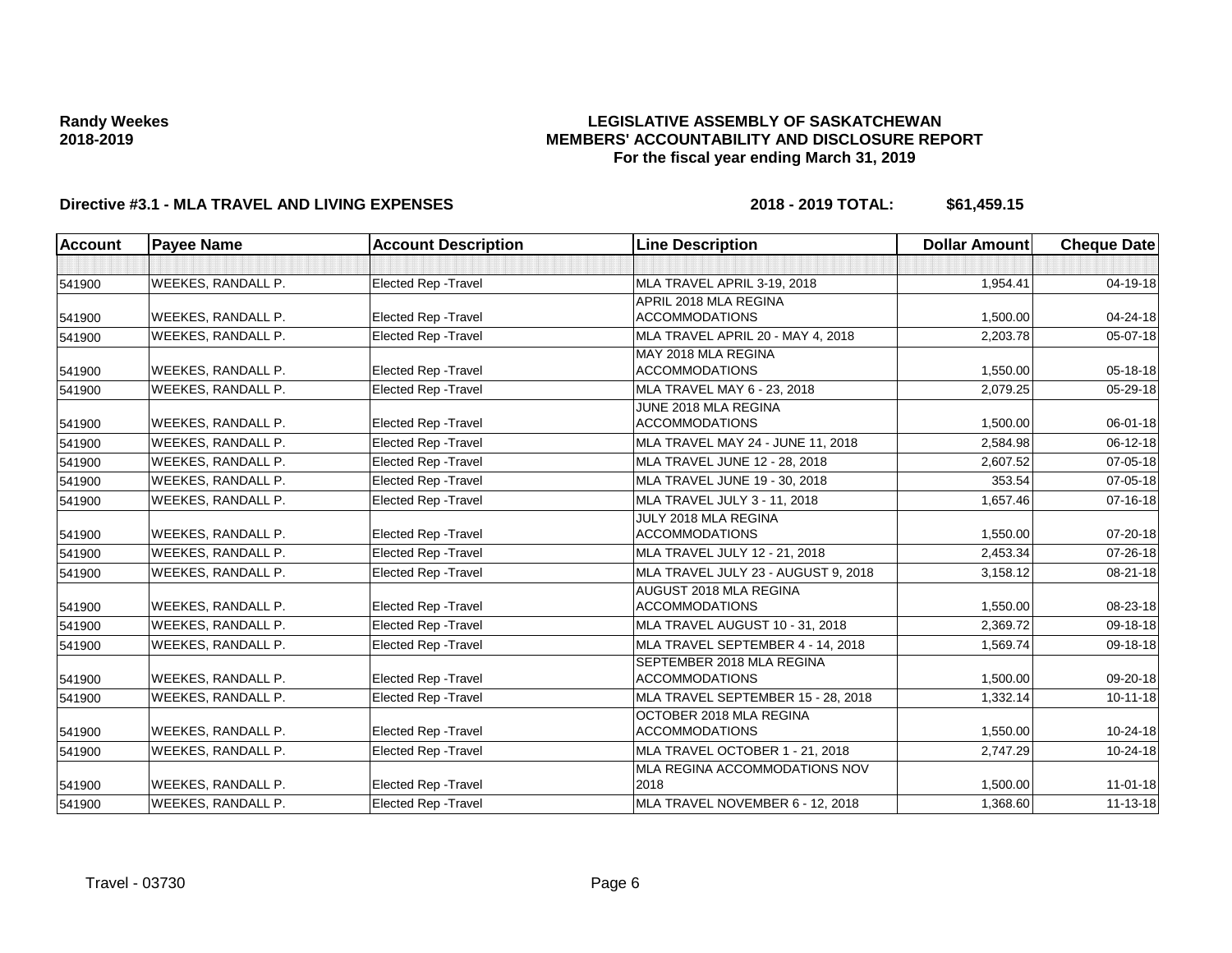**Randy Weekes**
**2018-2019**

# LEGISLATIVE ASSEMBLY OF SASKATCHEWAN
## MEMBERS' ACCOUNTABILITY AND DISCLOSURE REPORT
### For the fiscal year ending March 31, 2019

**Directive #3.1 - MLA TRAVEL AND LIVING EXPENSES** **2018 - 2019 TOTAL: $61,459.15**

| Account | Payee Name | Account Description | Line Description | Dollar Amount | Cheque Date |
|---|---|---|---|---|---|
| | | | | | |
| 541900 | WEEKES, RANDALL P. | Elected Rep -Travel | MLA TRAVEL APRIL 3-19, 2018 | 1,954.41 | 04-19-18 |
| 541900 | WEEKES, RANDALL P. | Elected Rep -Travel | APRIL 2018 MLA REGINA ACCOMMODATIONS | 1,500.00 | 04-24-18 |
| 541900 | WEEKES, RANDALL P. | Elected Rep -Travel | MLA TRAVEL APRIL 20 - MAY 4, 2018 | 2,203.78 | 05-07-18 |
| 541900 | WEEKES, RANDALL P. | Elected Rep -Travel | MAY 2018 MLA REGINA ACCOMMODATIONS | 1,550.00 | 05-18-18 |
| 541900 | WEEKES, RANDALL P. | Elected Rep -Travel | MLA TRAVEL MAY 6 - 23, 2018 | 2,079.25 | 05-29-18 |
| 541900 | WEEKES, RANDALL P. | Elected Rep -Travel | JUNE 2018 MLA REGINA ACCOMMODATIONS | 1,500.00 | 06-01-18 |
| 541900 | WEEKES, RANDALL P. | Elected Rep -Travel | MLA TRAVEL MAY 24 - JUNE 11, 2018 | 2,584.98 | 06-12-18 |
| 541900 | WEEKES, RANDALL P. | Elected Rep -Travel | MLA TRAVEL JUNE 12 - 28, 2018 | 2,607.52 | 07-05-18 |
| 541900 | WEEKES, RANDALL P. | Elected Rep -Travel | MLA TRAVEL JUNE 19 - 30, 2018 | 353.54 | 07-05-18 |
| 541900 | WEEKES, RANDALL P. | Elected Rep -Travel | MLA TRAVEL JULY 3 - 11, 2018 | 1,657.46 | 07-16-18 |
| 541900 | WEEKES, RANDALL P. | Elected Rep -Travel | JULY 2018 MLA REGINA ACCOMMODATIONS | 1,550.00 | 07-20-18 |
| 541900 | WEEKES, RANDALL P. | Elected Rep -Travel | MLA TRAVEL JULY 12 - 21, 2018 | 2,453.34 | 07-26-18 |
| 541900 | WEEKES, RANDALL P. | Elected Rep -Travel | MLA TRAVEL JULY 23 - AUGUST 9, 2018 | 3,158.12 | 08-21-18 |
| 541900 | WEEKES, RANDALL P. | Elected Rep -Travel | AUGUST 2018 MLA REGINA ACCOMMODATIONS | 1,550.00 | 08-23-18 |
| 541900 | WEEKES, RANDALL P. | Elected Rep -Travel | MLA TRAVEL AUGUST 10 - 31, 2018 | 2,369.72 | 09-18-18 |
| 541900 | WEEKES, RANDALL P. | Elected Rep -Travel | MLA TRAVEL SEPTEMBER 4 - 14, 2018 | 1,569.74 | 09-18-18 |
| 541900 | WEEKES, RANDALL P. | Elected Rep -Travel | SEPTEMBER 2018 MLA REGINA ACCOMMODATIONS | 1,500.00 | 09-20-18 |
| 541900 | WEEKES, RANDALL P. | Elected Rep -Travel | MLA TRAVEL SEPTEMBER 15 - 28, 2018 | 1,332.14 | 10-11-18 |
| 541900 | WEEKES, RANDALL P. | Elected Rep -Travel | OCTOBER 2018 MLA REGINA ACCOMMODATIONS | 1,550.00 | 10-24-18 |
| 541900 | WEEKES, RANDALL P. | Elected Rep -Travel | MLA TRAVEL OCTOBER 1 - 21, 2018 | 2,747.29 | 10-24-18 |
| 541900 | WEEKES, RANDALL P. | Elected Rep -Travel | MLA REGINA ACCOMMODATIONS NOV 2018 | 1,500.00 | 11-01-18 |
| 541900 | WEEKES, RANDALL P. | Elected Rep -Travel | MLA TRAVEL NOVEMBER 6 - 12, 2018 | 1,368.60 | 11-13-18 |

Travel - 03730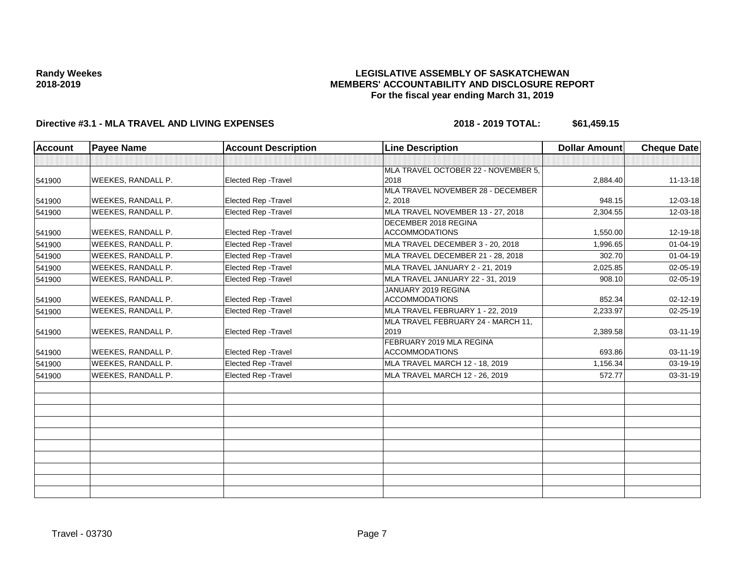**Randy Weekes**
**2018-2019**

# LEGISLATIVE ASSEMBLY OF SASKATCHEWAN
## MEMBERS' ACCOUNTABILITY AND DISCLOSURE REPORT
### For the fiscal year ending March 31, 2019

**Directive #3.1 - MLA TRAVEL AND LIVING EXPENSES** **2018 - 2019 TOTAL: $61,459.15**

| Account | Payee Name | Account Description | Line Description | Dollar Amount | Cheque Date |
|---|---|---|---|---|---|
| | | | | | |
| 541900 | WEEKES, RANDALL P. | Elected Rep -Travel | MLA TRAVEL OCTOBER 22 - NOVEMBER 5, 2018 | 2,884.40 | 11-13-18 |
| 541900 | WEEKES, RANDALL P. | Elected Rep -Travel | MLA TRAVEL NOVEMBER 28 - DECEMBER 2, 2018 | 948.15 | 12-03-18 |
| 541900 | WEEKES, RANDALL P. | Elected Rep -Travel | MLA TRAVEL NOVEMBER 13 - 27, 2018 | 2,304.55 | 12-03-18 |
| 541900 | WEEKES, RANDALL P. | Elected Rep -Travel | DECEMBER 2018 REGINA ACCOMMODATIONS | 1,550.00 | 12-19-18 |
| 541900 | WEEKES, RANDALL P. | Elected Rep -Travel | MLA TRAVEL DECEMBER 3 - 20, 2018 | 1,996.65 | 01-04-19 |
| 541900 | WEEKES, RANDALL P. | Elected Rep -Travel | MLA TRAVEL DECEMBER 21 - 28, 2018 | 302.70 | 01-04-19 |
| 541900 | WEEKES, RANDALL P. | Elected Rep -Travel | MLA TRAVEL JANUARY 2 - 21, 2019 | 2,025.85 | 02-05-19 |
| 541900 | WEEKES, RANDALL P. | Elected Rep -Travel | MLA TRAVEL JANUARY 22 - 31, 2019 | 908.10 | 02-05-19 |
| 541900 | WEEKES, RANDALL P. | Elected Rep -Travel | JANUARY 2019 REGINA ACCOMMODATIONS | 852.34 | 02-12-19 |
| 541900 | WEEKES, RANDALL P. | Elected Rep -Travel | MLA TRAVEL FEBRUARY 1 - 22, 2019 | 2,233.97 | 02-25-19 |
| 541900 | WEEKES, RANDALL P. | Elected Rep -Travel | MLA TRAVEL FEBRUARY 24 - MARCH 11, 2019 | 2,389.58 | 03-11-19 |
| 541900 | WEEKES, RANDALL P. | Elected Rep -Travel | FEBRUARY 2019 MLA REGINA ACCOMMODATIONS | 693.86 | 03-11-19 |
| 541900 | WEEKES, RANDALL P. | Elected Rep -Travel | MLA TRAVEL MARCH 12 - 18, 2019 | 1,156.34 | 03-19-19 |
| 541900 | WEEKES, RANDALL P. | Elected Rep -Travel | MLA TRAVEL MARCH 12 - 26, 2019 | 572.77 | 03-31-19 |

Travel - 03730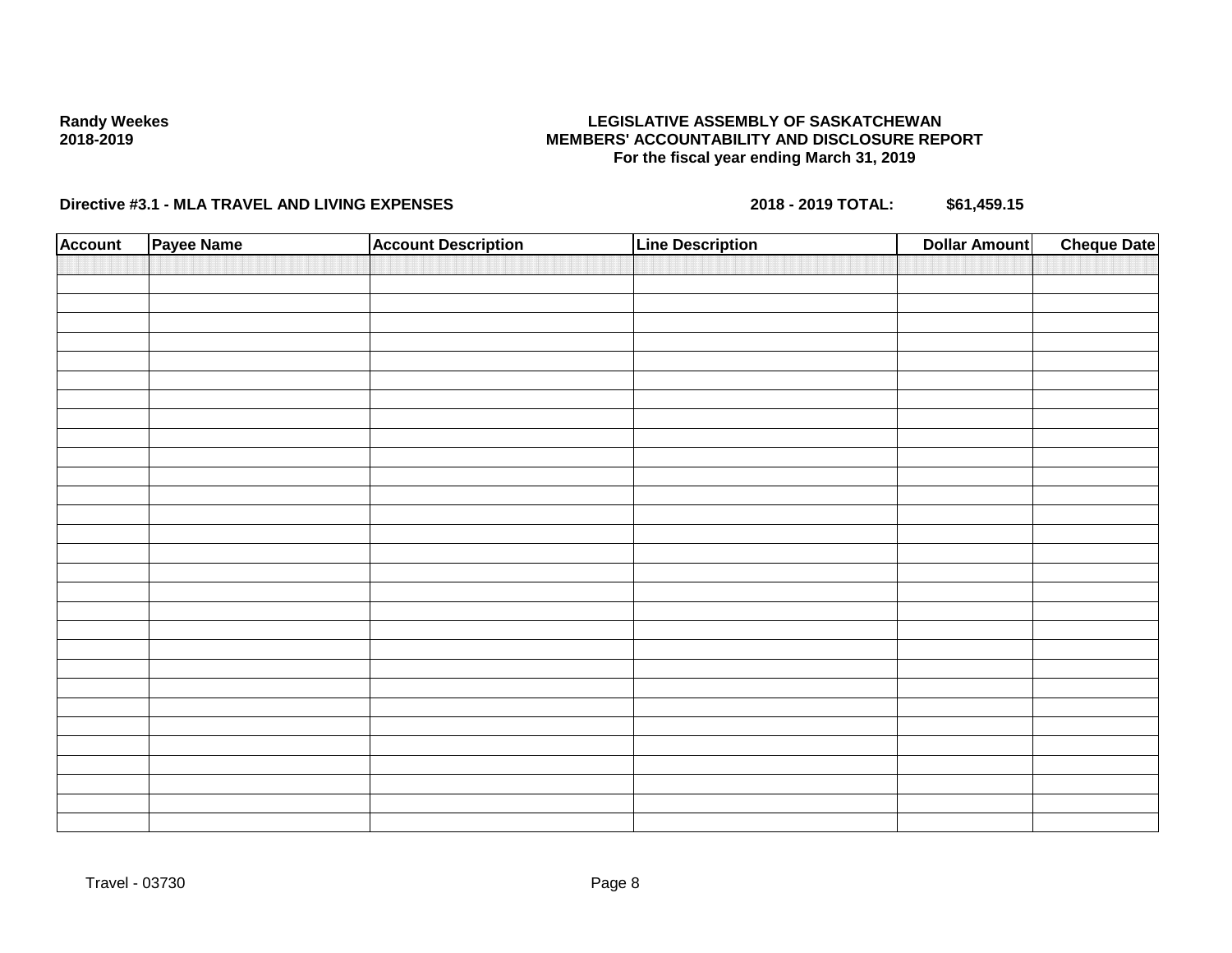Randy Weekes
2018-2019

**LEGISLATIVE ASSEMBLY OF SASKATCHEWAN**
**MEMBERS' ACCOUNTABILITY AND DISCLOSURE REPORT**
**For the fiscal year ending March 31, 2019**

**Directive #3.1 - MLA TRAVEL AND LIVING EXPENSES** **2018 - 2019 TOTAL: $61,459.15**

| Account | Payee Name | Account Description | Line Description | Dollar Amount | Cheque Date |
|---|---|---|---|---|---|
| | | | | | |

Travel - 03730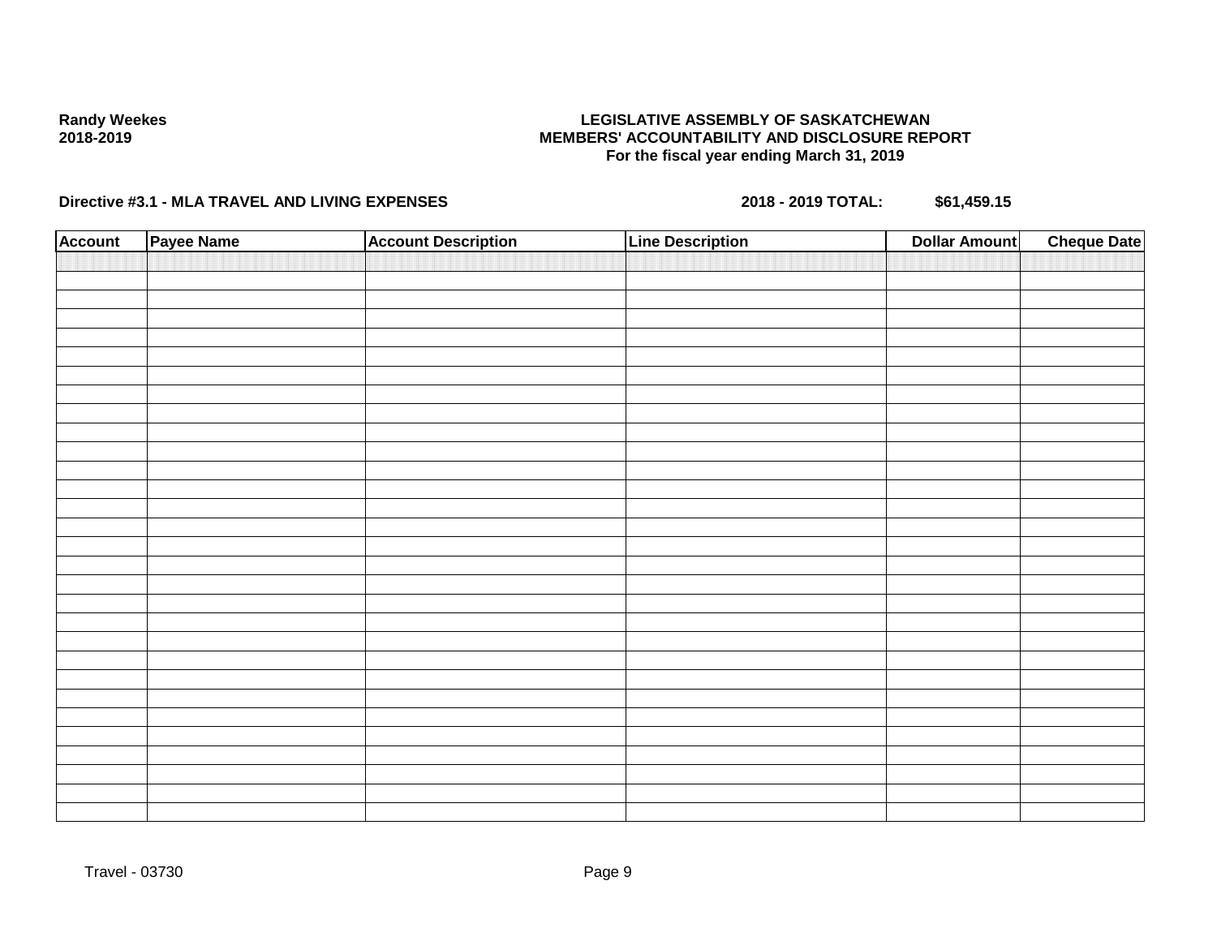Randy Weekes
2018-2019

**LEGISLATIVE ASSEMBLY OF SASKATCHEWAN**
**MEMBERS' ACCOUNTABILITY AND DISCLOSURE REPORT**
**For the fiscal year ending March 31, 2019**

**Directive #3.1 - MLA TRAVEL AND LIVING EXPENSES** **2018 - 2019 TOTAL: $61,459.15**

| Account | Payee Name | Account Description | Line Description | Dollar Amount | Cheque Date |
|---|---|---|---|---|---|
| | | | | | |

Travel - 03730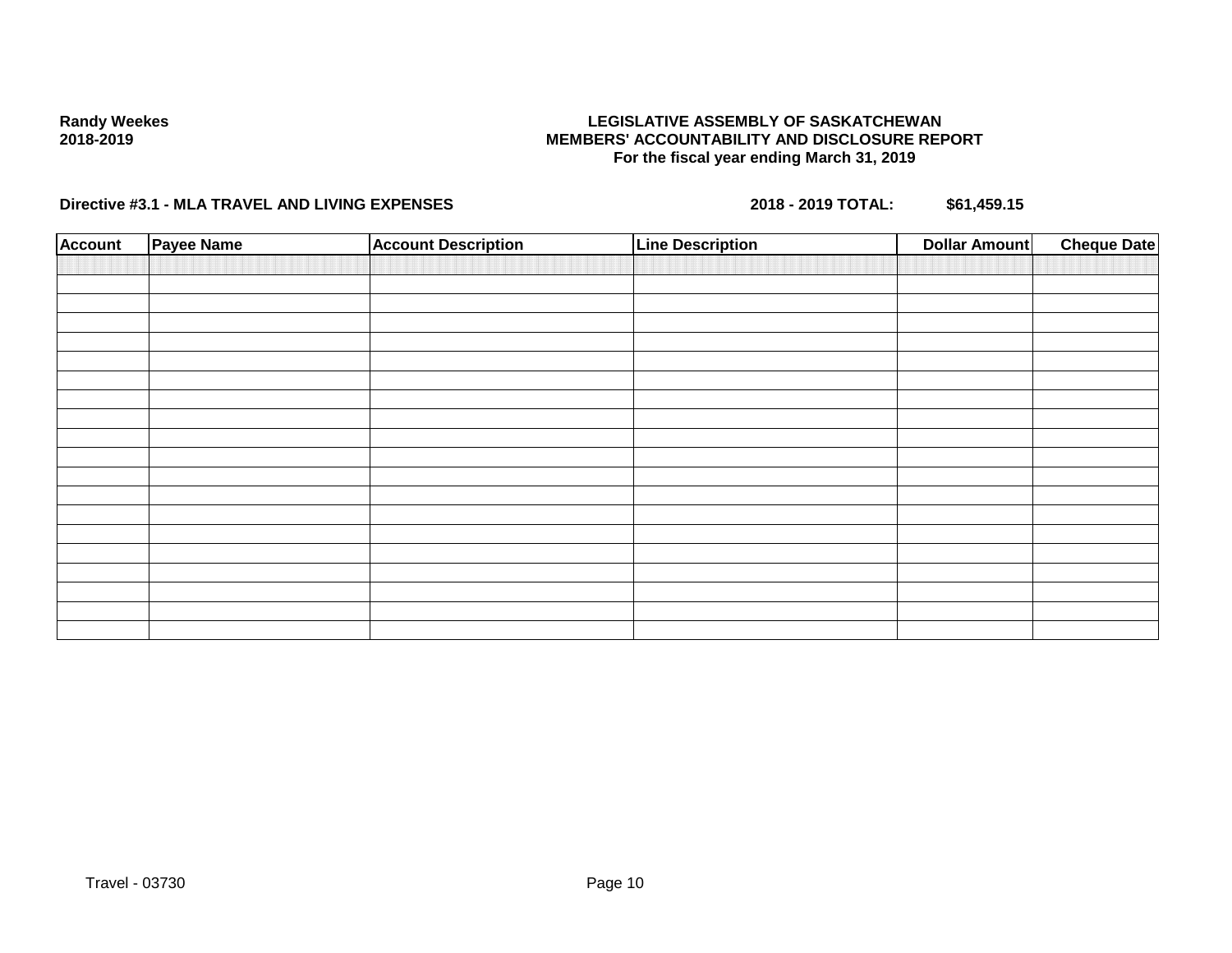**Randy Weekes**
**2018-2019**

**LEGISLATIVE ASSEMBLY OF SASKATCHEWAN**
**MEMBERS' ACCOUNTABILITY AND DISCLOSURE REPORT**
**For the fiscal year ending March 31, 2019**

**Directive #3.1 - MLA TRAVEL AND LIVING EXPENSES** **2018 - 2019 TOTAL:** **$61,459.15**

| Account | Payee Name | Account Description | Line Description | Dollar Amount | Cheque Date |
|---|---|---|---|---|---|
| | | | | | |

Travel - 03730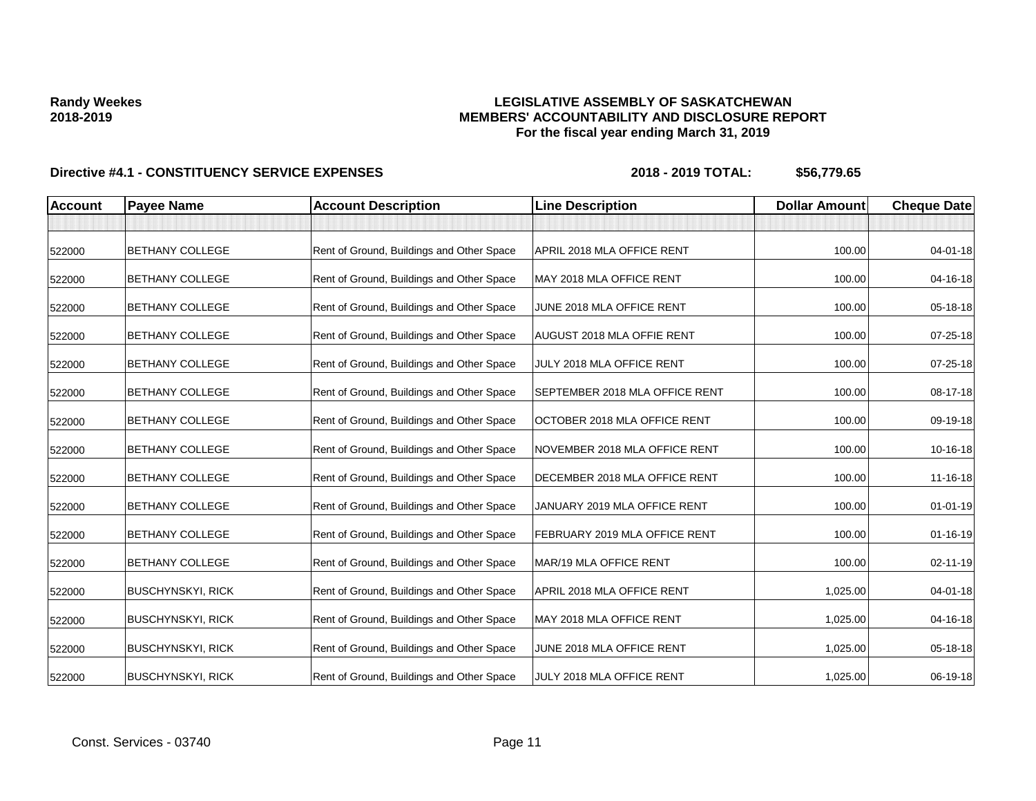**Randy Weekes**
**2018-2019**

**LEGISLATIVE ASSEMBLY OF SASKATCHEWAN**
**MEMBERS' ACCOUNTABILITY AND DISCLOSURE REPORT**
**For the fiscal year ending March 31, 2019**

**Directive #4.1 - CONSTITUENCY SERVICE EXPENSES** **2018 - 2019 TOTAL: $56,779.65**

| Account | Payee Name | Account Description | Line Description | Dollar Amount | Cheque Date |
|---|---|---|---|---|---|
| | | | | | |
| 522000 | BETHANY COLLEGE | Rent of Ground, Buildings and Other Space | APRIL 2018 MLA OFFICE RENT | 100.00 | 04-01-18 |
| 522000 | BETHANY COLLEGE | Rent of Ground, Buildings and Other Space | MAY 2018 MLA OFFICE RENT | 100.00 | 04-16-18 |
| 522000 | BETHANY COLLEGE | Rent of Ground, Buildings and Other Space | JUNE 2018 MLA OFFICE RENT | 100.00 | 05-18-18 |
| 522000 | BETHANY COLLEGE | Rent of Ground, Buildings and Other Space | AUGUST 2018 MLA OFFIE RENT | 100.00 | 07-25-18 |
| 522000 | BETHANY COLLEGE | Rent of Ground, Buildings and Other Space | JULY 2018 MLA OFFICE RENT | 100.00 | 07-25-18 |
| 522000 | BETHANY COLLEGE | Rent of Ground, Buildings and Other Space | SEPTEMBER 2018 MLA OFFICE RENT | 100.00 | 08-17-18 |
| 522000 | BETHANY COLLEGE | Rent of Ground, Buildings and Other Space | OCTOBER 2018 MLA OFFICE RENT | 100.00 | 09-19-18 |
| 522000 | BETHANY COLLEGE | Rent of Ground, Buildings and Other Space | NOVEMBER 2018 MLA OFFICE RENT | 100.00 | 10-16-18 |
| 522000 | BETHANY COLLEGE | Rent of Ground, Buildings and Other Space | DECEMBER 2018 MLA OFFICE RENT | 100.00 | 11-16-18 |
| 522000 | BETHANY COLLEGE | Rent of Ground, Buildings and Other Space | JANUARY 2019 MLA OFFICE RENT | 100.00 | 01-01-19 |
| 522000 | BETHANY COLLEGE | Rent of Ground, Buildings and Other Space | FEBRUARY 2019 MLA OFFICE RENT | 100.00 | 01-16-19 |
| 522000 | BETHANY COLLEGE | Rent of Ground, Buildings and Other Space | MAR/19 MLA OFFICE RENT | 100.00 | 02-11-19 |
| 522000 | BUSCHYNSKYI, RICK | Rent of Ground, Buildings and Other Space | APRIL 2018 MLA OFFICE RENT | 1,025.00 | 04-01-18 |
| 522000 | BUSCHYNSKYI, RICK | Rent of Ground, Buildings and Other Space | MAY 2018 MLA OFFICE RENT | 1,025.00 | 04-16-18 |
| 522000 | BUSCHYNSKYI, RICK | Rent of Ground, Buildings and Other Space | JUNE 2018 MLA OFFICE RENT | 1,025.00 | 05-18-18 |
| 522000 | BUSCHYNSKYI, RICK | Rent of Ground, Buildings and Other Space | JULY 2018 MLA OFFICE RENT | 1,025.00 | 06-19-18 |

Const. Services - 03740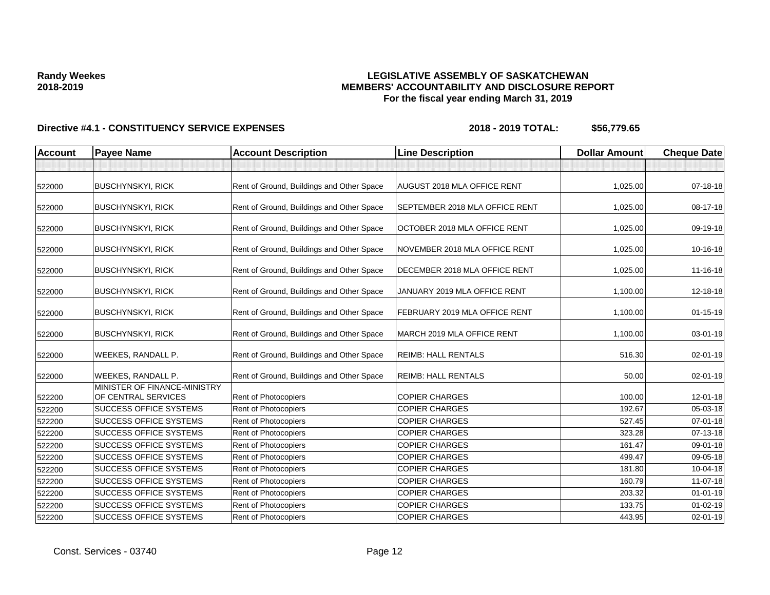**Randy Weekes**
**2018-2019**

# LEGISLATIVE ASSEMBLY OF SASKATCHEWAN
## MEMBERS' ACCOUNTABILITY AND DISCLOSURE REPORT
### For the fiscal year ending March 31, 2019

**Directive #4.1 - CONSTITUENCY SERVICE EXPENSES** **2018 - 2019 TOTAL: $56,779.65**

| Account | Payee Name | Account Description | Line Description | Dollar Amount | Cheque Date |
|---|---|---|---|---|---|
| | | | | | |
| 522000 | BUSCHYNSKYI, RICK | Rent of Ground, Buildings and Other Space | AUGUST 2018 MLA OFFICE RENT | 1,025.00 | 07-18-18 |
| 522000 | BUSCHYNSKYI, RICK | Rent of Ground, Buildings and Other Space | SEPTEMBER 2018 MLA OFFICE RENT | 1,025.00 | 08-17-18 |
| 522000 | BUSCHYNSKYI, RICK | Rent of Ground, Buildings and Other Space | OCTOBER 2018 MLA OFFICE RENT | 1,025.00 | 09-19-18 |
| 522000 | BUSCHYNSKYI, RICK | Rent of Ground, Buildings and Other Space | NOVEMBER 2018 MLA OFFICE RENT | 1,025.00 | 10-16-18 |
| 522000 | BUSCHYNSKYI, RICK | Rent of Ground, Buildings and Other Space | DECEMBER 2018 MLA OFFICE RENT | 1,025.00 | 11-16-18 |
| 522000 | BUSCHYNSKYI, RICK | Rent of Ground, Buildings and Other Space | JANUARY 2019 MLA OFFICE RENT | 1,100.00 | 12-18-18 |
| 522000 | BUSCHYNSKYI, RICK | Rent of Ground, Buildings and Other Space | FEBRUARY 2019 MLA OFFICE RENT | 1,100.00 | 01-15-19 |
| 522000 | BUSCHYNSKYI, RICK | Rent of Ground, Buildings and Other Space | MARCH 2019 MLA OFFICE RENT | 1,100.00 | 03-01-19 |
| 522000 | WEEKES, RANDALL P. | Rent of Ground, Buildings and Other Space | REIMB: HALL RENTALS | 516.30 | 02-01-19 |
| 522000 | WEEKES, RANDALL P. | Rent of Ground, Buildings and Other Space | REIMB: HALL RENTALS | 50.00 | 02-01-19 |
| 522200 | MINISTER OF FINANCE-MINISTRY OF CENTRAL SERVICES | Rent of Photocopiers | COPIER CHARGES | 100.00 | 12-01-18 |
| 522200 | SUCCESS OFFICE SYSTEMS | Rent of Photocopiers | COPIER CHARGES | 192.67 | 05-03-18 |
| 522200 | SUCCESS OFFICE SYSTEMS | Rent of Photocopiers | COPIER CHARGES | 527.45 | 07-01-18 |
| 522200 | SUCCESS OFFICE SYSTEMS | Rent of Photocopiers | COPIER CHARGES | 323.28 | 07-13-18 |
| 522200 | SUCCESS OFFICE SYSTEMS | Rent of Photocopiers | COPIER CHARGES | 161.47 | 09-01-18 |
| 522200 | SUCCESS OFFICE SYSTEMS | Rent of Photocopiers | COPIER CHARGES | 499.47 | 09-05-18 |
| 522200 | SUCCESS OFFICE SYSTEMS | Rent of Photocopiers | COPIER CHARGES | 181.80 | 10-04-18 |
| 522200 | SUCCESS OFFICE SYSTEMS | Rent of Photocopiers | COPIER CHARGES | 160.79 | 11-07-18 |
| 522200 | SUCCESS OFFICE SYSTEMS | Rent of Photocopiers | COPIER CHARGES | 203.32 | 01-01-19 |
| 522200 | SUCCESS OFFICE SYSTEMS | Rent of Photocopiers | COPIER CHARGES | 133.75 | 01-02-19 |
| 522200 | SUCCESS OFFICE SYSTEMS | Rent of Photocopiers | COPIER CHARGES | 443.95 | 02-01-19 |

Const. Services - 03740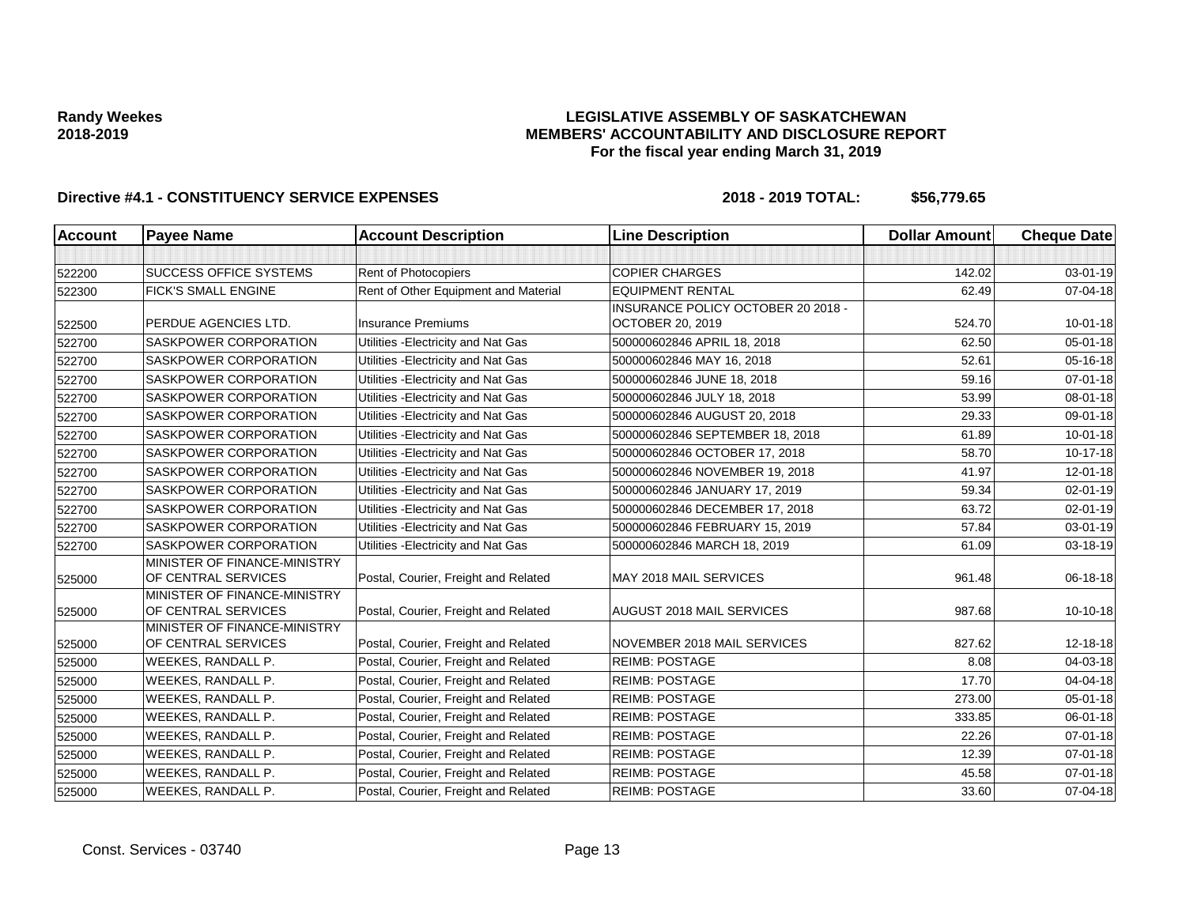**Randy Weekes**
**2018-2019**

**LEGISLATIVE ASSEMBLY OF SASKATCHEWAN**
**MEMBERS' ACCOUNTABILITY AND DISCLOSURE REPORT**
**For the fiscal year ending March 31, 2019**

**Directive #4.1 - CONSTITUENCY SERVICE EXPENSES** **2018 - 2019 TOTAL: $56,779.65**

| Account | Payee Name | Account Description | Line Description | Dollar Amount | Cheque Date |
|---|---|---|---|---|---|
| | | | | | |
| 522200 | SUCCESS OFFICE SYSTEMS | Rent of Photocopiers | COPIER CHARGES | 142.02 | 03-01-19 |
| 522300 | FICK'S SMALL ENGINE | Rent of Other Equipment and Material | EQUIPMENT RENTAL | 62.49 | 07-04-18 |
| 522500 | PERDUE AGENCIES LTD. | Insurance Premiums | INSURANCE POLICY OCTOBER 20 2018 - OCTOBER 20, 2019 | 524.70 | 10-01-18 |
| 522700 | SASKPOWER CORPORATION | Utilities -Electricity and Nat Gas | 500000602846 APRIL 18, 2018 | 62.50 | 05-01-18 |
| 522700 | SASKPOWER CORPORATION | Utilities -Electricity and Nat Gas | 500000602846 MAY 16, 2018 | 52.61 | 05-16-18 |
| 522700 | SASKPOWER CORPORATION | Utilities -Electricity and Nat Gas | 500000602846 JUNE 18, 2018 | 59.16 | 07-01-18 |
| 522700 | SASKPOWER CORPORATION | Utilities -Electricity and Nat Gas | 500000602846 JULY 18, 2018 | 53.99 | 08-01-18 |
| 522700 | SASKPOWER CORPORATION | Utilities -Electricity and Nat Gas | 500000602846 AUGUST 20, 2018 | 29.33 | 09-01-18 |
| 522700 | SASKPOWER CORPORATION | Utilities -Electricity and Nat Gas | 500000602846 SEPTEMBER 18, 2018 | 61.89 | 10-01-18 |
| 522700 | SASKPOWER CORPORATION | Utilities -Electricity and Nat Gas | 500000602846 OCTOBER 17, 2018 | 58.70 | 10-17-18 |
| 522700 | SASKPOWER CORPORATION | Utilities -Electricity and Nat Gas | 500000602846 NOVEMBER 19, 2018 | 41.97 | 12-01-18 |
| 522700 | SASKPOWER CORPORATION | Utilities -Electricity and Nat Gas | 500000602846 JANUARY 17, 2019 | 59.34 | 02-01-19 |
| 522700 | SASKPOWER CORPORATION | Utilities -Electricity and Nat Gas | 500000602846 DECEMBER 17, 2018 | 63.72 | 02-01-19 |
| 522700 | SASKPOWER CORPORATION | Utilities -Electricity and Nat Gas | 500000602846 FEBRUARY 15, 2019 | 57.84 | 03-01-19 |
| 522700 | SASKPOWER CORPORATION | Utilities -Electricity and Nat Gas | 500000602846 MARCH 18, 2019 | 61.09 | 03-18-19 |
| 525000 | MINISTER OF FINANCE-MINISTRY OF CENTRAL SERVICES | Postal, Courier, Freight and Related | MAY 2018 MAIL SERVICES | 961.48 | 06-18-18 |
| 525000 | MINISTER OF FINANCE-MINISTRY OF CENTRAL SERVICES | Postal, Courier, Freight and Related | AUGUST 2018 MAIL SERVICES | 987.68 | 10-10-18 |
| 525000 | MINISTER OF FINANCE-MINISTRY OF CENTRAL SERVICES | Postal, Courier, Freight and Related | NOVEMBER 2018 MAIL SERVICES | 827.62 | 12-18-18 |
| 525000 | WEEKES, RANDALL P. | Postal, Courier, Freight and Related | REIMB: POSTAGE | 8.08 | 04-03-18 |
| 525000 | WEEKES, RANDALL P. | Postal, Courier, Freight and Related | REIMB: POSTAGE | 17.70 | 04-04-18 |
| 525000 | WEEKES, RANDALL P. | Postal, Courier, Freight and Related | REIMB: POSTAGE | 273.00 | 05-01-18 |
| 525000 | WEEKES, RANDALL P. | Postal, Courier, Freight and Related | REIMB: POSTAGE | 333.85 | 06-01-18 |
| 525000 | WEEKES, RANDALL P. | Postal, Courier, Freight and Related | REIMB: POSTAGE | 22.26 | 07-01-18 |
| 525000 | WEEKES, RANDALL P. | Postal, Courier, Freight and Related | REIMB: POSTAGE | 12.39 | 07-01-18 |
| 525000 | WEEKES, RANDALL P. | Postal, Courier, Freight and Related | REIMB: POSTAGE | 45.58 | 07-01-18 |
| 525000 | WEEKES, RANDALL P. | Postal, Courier, Freight and Related | REIMB: POSTAGE | 33.60 | 07-04-18 |

Const. Services - 03740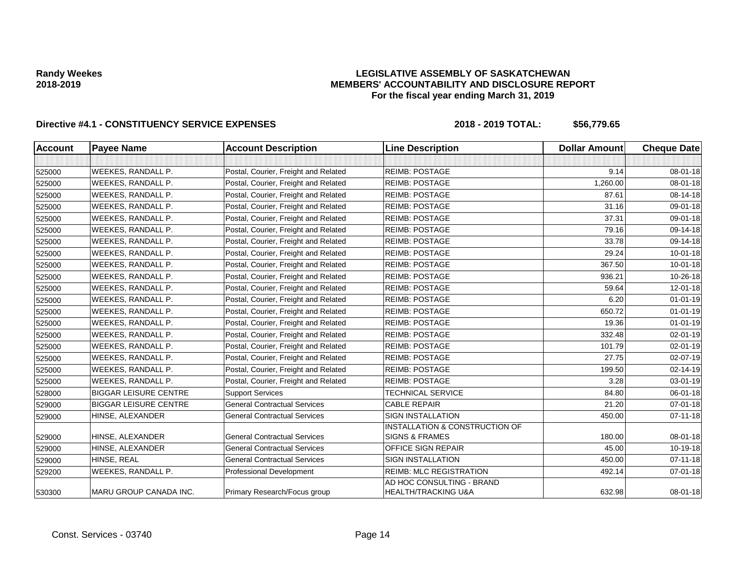**Randy Weekes**
**2018-2019**

# LEGISLATIVE ASSEMBLY OF SASKATCHEWAN
## MEMBERS' ACCOUNTABILITY AND DISCLOSURE REPORT
### For the fiscal year ending March 31, 2019

**Directive #4.1 - CONSTITUENCY SERVICE EXPENSES** **2018 - 2019 TOTAL: $56,779.65**

| Account | Payee Name | Account Description | Line Description | Dollar Amount | Cheque Date |
|---|---|---|---|---|---|
| | | | | | |
| 525000 | WEEKES, RANDALL P. | Postal, Courier, Freight and Related | REIMB: POSTAGE | 9.14 | 08-01-18 |
| 525000 | WEEKES, RANDALL P. | Postal, Courier, Freight and Related | REIMB: POSTAGE | 1,260.00 | 08-01-18 |
| 525000 | WEEKES, RANDALL P. | Postal, Courier, Freight and Related | REIMB: POSTAGE | 87.61 | 08-14-18 |
| 525000 | WEEKES, RANDALL P. | Postal, Courier, Freight and Related | REIMB: POSTAGE | 31.16 | 09-01-18 |
| 525000 | WEEKES, RANDALL P. | Postal, Courier, Freight and Related | REIMB: POSTAGE | 37.31 | 09-01-18 |
| 525000 | WEEKES, RANDALL P. | Postal, Courier, Freight and Related | REIMB: POSTAGE | 79.16 | 09-14-18 |
| 525000 | WEEKES, RANDALL P. | Postal, Courier, Freight and Related | REIMB: POSTAGE | 33.78 | 09-14-18 |
| 525000 | WEEKES, RANDALL P. | Postal, Courier, Freight and Related | REIMB: POSTAGE | 29.24 | 10-01-18 |
| 525000 | WEEKES, RANDALL P. | Postal, Courier, Freight and Related | REIMB: POSTAGE | 367.50 | 10-01-18 |
| 525000 | WEEKES, RANDALL P. | Postal, Courier, Freight and Related | REIMB: POSTAGE | 936.21 | 10-26-18 |
| 525000 | WEEKES, RANDALL P. | Postal, Courier, Freight and Related | REIMB: POSTAGE | 59.64 | 12-01-18 |
| 525000 | WEEKES, RANDALL P. | Postal, Courier, Freight and Related | REIMB: POSTAGE | 6.20 | 01-01-19 |
| 525000 | WEEKES, RANDALL P. | Postal, Courier, Freight and Related | REIMB: POSTAGE | 650.72 | 01-01-19 |
| 525000 | WEEKES, RANDALL P. | Postal, Courier, Freight and Related | REIMB: POSTAGE | 19.36 | 01-01-19 |
| 525000 | WEEKES, RANDALL P. | Postal, Courier, Freight and Related | REIMB: POSTAGE | 332.48 | 02-01-19 |
| 525000 | WEEKES, RANDALL P. | Postal, Courier, Freight and Related | REIMB: POSTAGE | 101.79 | 02-01-19 |
| 525000 | WEEKES, RANDALL P. | Postal, Courier, Freight and Related | REIMB: POSTAGE | 27.75 | 02-07-19 |
| 525000 | WEEKES, RANDALL P. | Postal, Courier, Freight and Related | REIMB: POSTAGE | 199.50 | 02-14-19 |
| 525000 | WEEKES, RANDALL P. | Postal, Courier, Freight and Related | REIMB: POSTAGE | 3.28 | 03-01-19 |
| 528000 | BIGGAR LEISURE CENTRE | Support Services | TECHNICAL SERVICE | 84.80 | 06-01-18 |
| 529000 | BIGGAR LEISURE CENTRE | General Contractual Services | CABLE REPAIR | 21.20 | 07-01-18 |
| 529000 | HINSE, ALEXANDER | General Contractual Services | SIGN INSTALLATION | 450.00 | 07-11-18 |
| 529000 | HINSE, ALEXANDER | General Contractual Services | INSTALLATION & CONSTRUCTION OF SIGNS & FRAMES | 180.00 | 08-01-18 |
| 529000 | HINSE, ALEXANDER | General Contractual Services | OFFICE SIGN REPAIR | 45.00 | 10-19-18 |
| 529000 | HINSE, REAL | General Contractual Services | SIGN INSTALLATION | 450.00 | 07-11-18 |
| 529200 | WEEKES, RANDALL P. | Professional Development | REIMB: MLC REGISTRATION | 492.14 | 07-01-18 |
| 530300 | MARU GROUP CANADA INC. | Primary Research/Focus group | AD HOC CONSULTING - BRAND HEALTH/TRACKING U&A | 632.98 | 08-01-18 |

Const. Services - 03740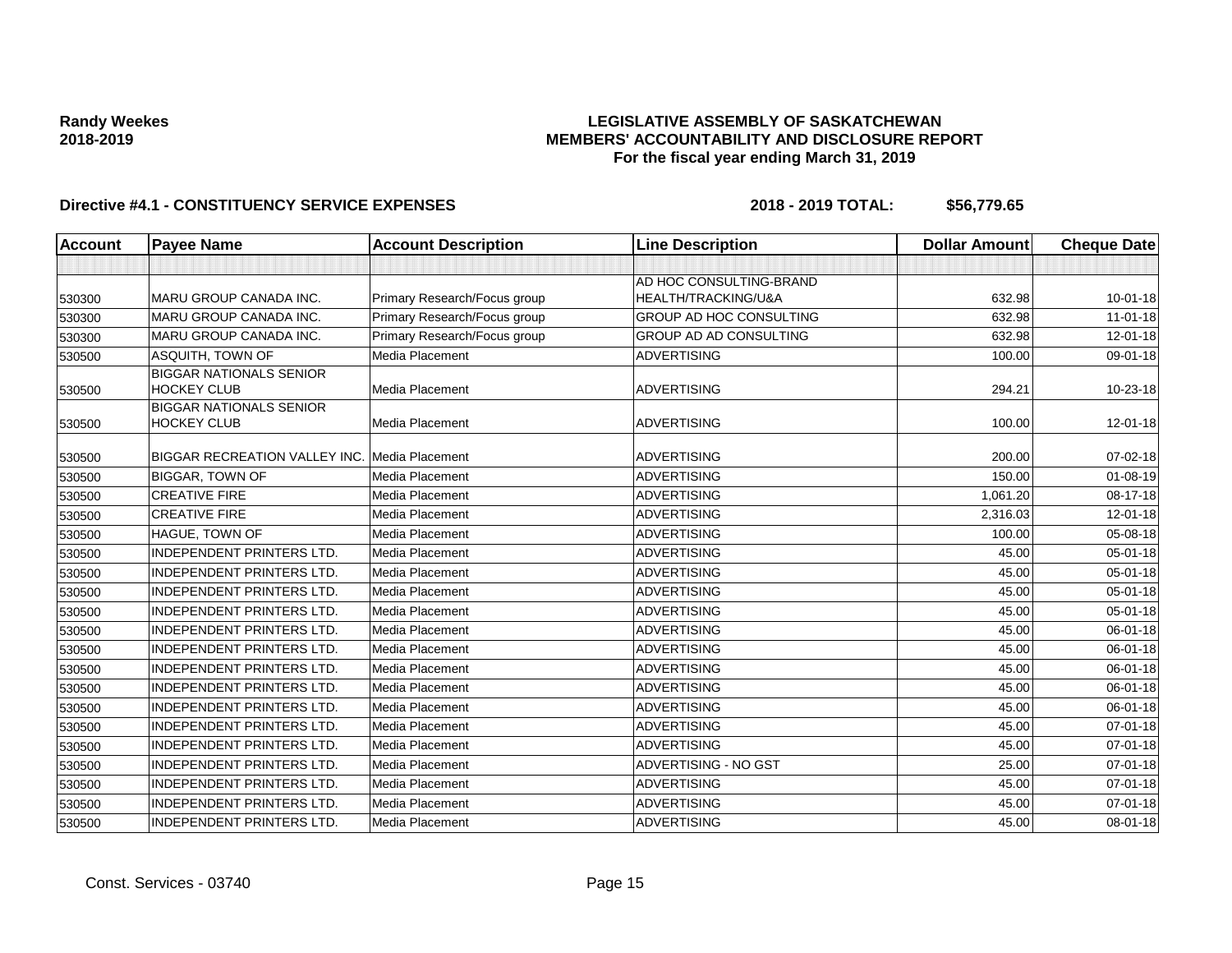**Randy Weekes**
**2018-2019**

# LEGISLATIVE ASSEMBLY OF SASKATCHEWAN
## MEMBERS' ACCOUNTABILITY AND DISCLOSURE REPORT
### For the fiscal year ending March 31, 2019

**Directive #4.1 - CONSTITUENCY SERVICE EXPENSES** **2018 - 2019 TOTAL: $56,779.65**

| Account | Payee Name | Account Description | Line Description | Dollar Amount | Cheque Date |
|---|---|---|---|---|---|
| | | | | | |
| 530300 | MARU GROUP CANADA INC. | Primary Research/Focus group | AD HOC CONSULTING-BRAND HEALTH/TRACKING/U&A | 632.98 | 10-01-18 |
| 530300 | MARU GROUP CANADA INC. | Primary Research/Focus group | GROUP AD HOC CONSULTING | 632.98 | 11-01-18 |
| 530300 | MARU GROUP CANADA INC. | Primary Research/Focus group | GROUP AD AD CONSULTING | 632.98 | 12-01-18 |
| 530500 | ASQUITH, TOWN OF | Media Placement | ADVERTISING | 100.00 | 09-01-18 |
| 530500 | BIGGAR NATIONALS SENIOR HOCKEY CLUB | Media Placement | ADVERTISING | 294.21 | 10-23-18 |
| 530500 | BIGGAR NATIONALS SENIOR HOCKEY CLUB | Media Placement | ADVERTISING | 100.00 | 12-01-18 |
| 530500 | BIGGAR RECREATION VALLEY INC. | Media Placement | ADVERTISING | 200.00 | 07-02-18 |
| 530500 | BIGGAR, TOWN OF | Media Placement | ADVERTISING | 150.00 | 01-08-19 |
| 530500 | CREATIVE FIRE | Media Placement | ADVERTISING | 1,061.20 | 08-17-18 |
| 530500 | CREATIVE FIRE | Media Placement | ADVERTISING | 2,316.03 | 12-01-18 |
| 530500 | HAGUE, TOWN OF | Media Placement | ADVERTISING | 100.00 | 05-08-18 |
| 530500 | INDEPENDENT PRINTERS LTD. | Media Placement | ADVERTISING | 45.00 | 05-01-18 |
| 530500 | INDEPENDENT PRINTERS LTD. | Media Placement | ADVERTISING | 45.00 | 05-01-18 |
| 530500 | INDEPENDENT PRINTERS LTD. | Media Placement | ADVERTISING | 45.00 | 05-01-18 |
| 530500 | INDEPENDENT PRINTERS LTD. | Media Placement | ADVERTISING | 45.00 | 05-01-18 |
| 530500 | INDEPENDENT PRINTERS LTD. | Media Placement | ADVERTISING | 45.00 | 06-01-18 |
| 530500 | INDEPENDENT PRINTERS LTD. | Media Placement | ADVERTISING | 45.00 | 06-01-18 |
| 530500 | INDEPENDENT PRINTERS LTD. | Media Placement | ADVERTISING | 45.00 | 06-01-18 |
| 530500 | INDEPENDENT PRINTERS LTD. | Media Placement | ADVERTISING | 45.00 | 06-01-18 |
| 530500 | INDEPENDENT PRINTERS LTD. | Media Placement | ADVERTISING | 45.00 | 06-01-18 |
| 530500 | INDEPENDENT PRINTERS LTD. | Media Placement | ADVERTISING | 45.00 | 07-01-18 |
| 530500 | INDEPENDENT PRINTERS LTD. | Media Placement | ADVERTISING | 45.00 | 07-01-18 |
| 530500 | INDEPENDENT PRINTERS LTD. | Media Placement | ADVERTISING - NO GST | 25.00 | 07-01-18 |
| 530500 | INDEPENDENT PRINTERS LTD. | Media Placement | ADVERTISING | 45.00 | 07-01-18 |
| 530500 | INDEPENDENT PRINTERS LTD. | Media Placement | ADVERTISING | 45.00 | 07-01-18 |
| 530500 | INDEPENDENT PRINTERS LTD. | Media Placement | ADVERTISING | 45.00 | 08-01-18 |

Const. Services - 03740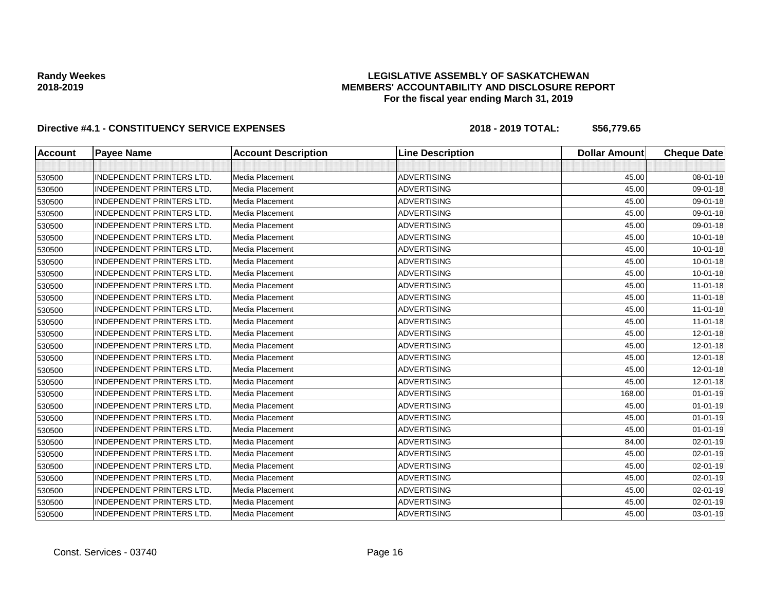**Randy Weekes**
**2018-2019**

**LEGISLATIVE ASSEMBLY OF SASKATCHEWAN**
**MEMBERS' ACCOUNTABILITY AND DISCLOSURE REPORT**
**For the fiscal year ending March 31, 2019**

**Directive #4.1 - CONSTITUENCY SERVICE EXPENSES** **2018 - 2019 TOTAL: $56,779.65**

| Account | Payee Name | Account Description | Line Description | Dollar Amount | Cheque Date |
|---|---|---|---|---|---|
| | | | | | |
| 530500 | INDEPENDENT PRINTERS LTD. | Media Placement | ADVERTISING | 45.00 | 08-01-18 |
| 530500 | INDEPENDENT PRINTERS LTD. | Media Placement | ADVERTISING | 45.00 | 09-01-18 |
| 530500 | INDEPENDENT PRINTERS LTD. | Media Placement | ADVERTISING | 45.00 | 09-01-18 |
| 530500 | INDEPENDENT PRINTERS LTD. | Media Placement | ADVERTISING | 45.00 | 09-01-18 |
| 530500 | INDEPENDENT PRINTERS LTD. | Media Placement | ADVERTISING | 45.00 | 09-01-18 |
| 530500 | INDEPENDENT PRINTERS LTD. | Media Placement | ADVERTISING | 45.00 | 10-01-18 |
| 530500 | INDEPENDENT PRINTERS LTD. | Media Placement | ADVERTISING | 45.00 | 10-01-18 |
| 530500 | INDEPENDENT PRINTERS LTD. | Media Placement | ADVERTISING | 45.00 | 10-01-18 |
| 530500 | INDEPENDENT PRINTERS LTD. | Media Placement | ADVERTISING | 45.00 | 10-01-18 |
| 530500 | INDEPENDENT PRINTERS LTD. | Media Placement | ADVERTISING | 45.00 | 11-01-18 |
| 530500 | INDEPENDENT PRINTERS LTD. | Media Placement | ADVERTISING | 45.00 | 11-01-18 |
| 530500 | INDEPENDENT PRINTERS LTD. | Media Placement | ADVERTISING | 45.00 | 11-01-18 |
| 530500 | INDEPENDENT PRINTERS LTD. | Media Placement | ADVERTISING | 45.00 | 11-01-18 |
| 530500 | INDEPENDENT PRINTERS LTD. | Media Placement | ADVERTISING | 45.00 | 12-01-18 |
| 530500 | INDEPENDENT PRINTERS LTD. | Media Placement | ADVERTISING | 45.00 | 12-01-18 |
| 530500 | INDEPENDENT PRINTERS LTD. | Media Placement | ADVERTISING | 45.00 | 12-01-18 |
| 530500 | INDEPENDENT PRINTERS LTD. | Media Placement | ADVERTISING | 45.00 | 12-01-18 |
| 530500 | INDEPENDENT PRINTERS LTD. | Media Placement | ADVERTISING | 45.00 | 12-01-18 |
| 530500 | INDEPENDENT PRINTERS LTD. | Media Placement | ADVERTISING | 168.00 | 01-01-19 |
| 530500 | INDEPENDENT PRINTERS LTD. | Media Placement | ADVERTISING | 45.00 | 01-01-19 |
| 530500 | INDEPENDENT PRINTERS LTD. | Media Placement | ADVERTISING | 45.00 | 01-01-19 |
| 530500 | INDEPENDENT PRINTERS LTD. | Media Placement | ADVERTISING | 45.00 | 01-01-19 |
| 530500 | INDEPENDENT PRINTERS LTD. | Media Placement | ADVERTISING | 84.00 | 02-01-19 |
| 530500 | INDEPENDENT PRINTERS LTD. | Media Placement | ADVERTISING | 45.00 | 02-01-19 |
| 530500 | INDEPENDENT PRINTERS LTD. | Media Placement | ADVERTISING | 45.00 | 02-01-19 |
| 530500 | INDEPENDENT PRINTERS LTD. | Media Placement | ADVERTISING | 45.00 | 02-01-19 |
| 530500 | INDEPENDENT PRINTERS LTD. | Media Placement | ADVERTISING | 45.00 | 02-01-19 |
| 530500 | INDEPENDENT PRINTERS LTD. | Media Placement | ADVERTISING | 45.00 | 02-01-19 |
| 530500 | INDEPENDENT PRINTERS LTD. | Media Placement | ADVERTISING | 45.00 | 03-01-19 |

Const. Services - 03740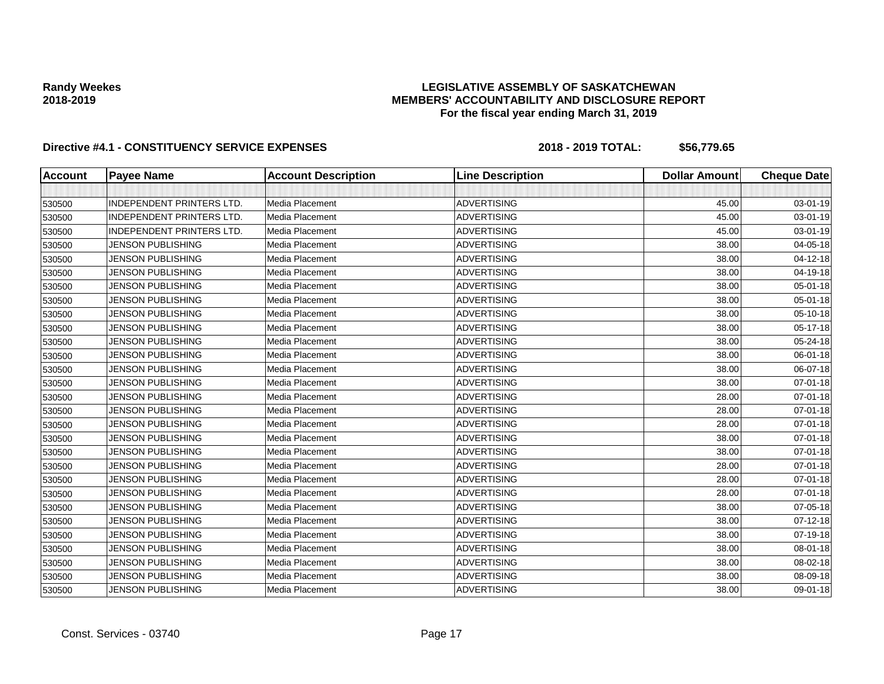**Randy Weekes**
**2018-2019**

**LEGISLATIVE ASSEMBLY OF SASKATCHEWAN**
**MEMBERS' ACCOUNTABILITY AND DISCLOSURE REPORT**
**For the fiscal year ending March 31, 2019**

**Directive #4.1 - CONSTITUENCY SERVICE EXPENSES** **2018 - 2019 TOTAL: $56,779.65**

| Account | Payee Name | Account Description | Line Description | Dollar Amount | Cheque Date |
|---|---|---|---|---|---|
| | | | | | |
| 530500 | INDEPENDENT PRINTERS LTD. | Media Placement | ADVERTISING | 45.00 | 03-01-19 |
| 530500 | INDEPENDENT PRINTERS LTD. | Media Placement | ADVERTISING | 45.00 | 03-01-19 |
| 530500 | INDEPENDENT PRINTERS LTD. | Media Placement | ADVERTISING | 45.00 | 03-01-19 |
| 530500 | JENSON PUBLISHING | Media Placement | ADVERTISING | 38.00 | 04-05-18 |
| 530500 | JENSON PUBLISHING | Media Placement | ADVERTISING | 38.00 | 04-12-18 |
| 530500 | JENSON PUBLISHING | Media Placement | ADVERTISING | 38.00 | 04-19-18 |
| 530500 | JENSON PUBLISHING | Media Placement | ADVERTISING | 38.00 | 05-01-18 |
| 530500 | JENSON PUBLISHING | Media Placement | ADVERTISING | 38.00 | 05-01-18 |
| 530500 | JENSON PUBLISHING | Media Placement | ADVERTISING | 38.00 | 05-10-18 |
| 530500 | JENSON PUBLISHING | Media Placement | ADVERTISING | 38.00 | 05-17-18 |
| 530500 | JENSON PUBLISHING | Media Placement | ADVERTISING | 38.00 | 05-24-18 |
| 530500 | JENSON PUBLISHING | Media Placement | ADVERTISING | 38.00 | 06-01-18 |
| 530500 | JENSON PUBLISHING | Media Placement | ADVERTISING | 38.00 | 06-07-18 |
| 530500 | JENSON PUBLISHING | Media Placement | ADVERTISING | 38.00 | 07-01-18 |
| 530500 | JENSON PUBLISHING | Media Placement | ADVERTISING | 28.00 | 07-01-18 |
| 530500 | JENSON PUBLISHING | Media Placement | ADVERTISING | 28.00 | 07-01-18 |
| 530500 | JENSON PUBLISHING | Media Placement | ADVERTISING | 28.00 | 07-01-18 |
| 530500 | JENSON PUBLISHING | Media Placement | ADVERTISING | 38.00 | 07-01-18 |
| 530500 | JENSON PUBLISHING | Media Placement | ADVERTISING | 38.00 | 07-01-18 |
| 530500 | JENSON PUBLISHING | Media Placement | ADVERTISING | 28.00 | 07-01-18 |
| 530500 | JENSON PUBLISHING | Media Placement | ADVERTISING | 28.00 | 07-01-18 |
| 530500 | JENSON PUBLISHING | Media Placement | ADVERTISING | 28.00 | 07-01-18 |
| 530500 | JENSON PUBLISHING | Media Placement | ADVERTISING | 38.00 | 07-05-18 |
| 530500 | JENSON PUBLISHING | Media Placement | ADVERTISING | 38.00 | 07-12-18 |
| 530500 | JENSON PUBLISHING | Media Placement | ADVERTISING | 38.00 | 07-19-18 |
| 530500 | JENSON PUBLISHING | Media Placement | ADVERTISING | 38.00 | 08-01-18 |
| 530500 | JENSON PUBLISHING | Media Placement | ADVERTISING | 38.00 | 08-02-18 |
| 530500 | JENSON PUBLISHING | Media Placement | ADVERTISING | 38.00 | 08-09-18 |
| 530500 | JENSON PUBLISHING | Media Placement | ADVERTISING | 38.00 | 09-01-18 |

Const. Services - 03740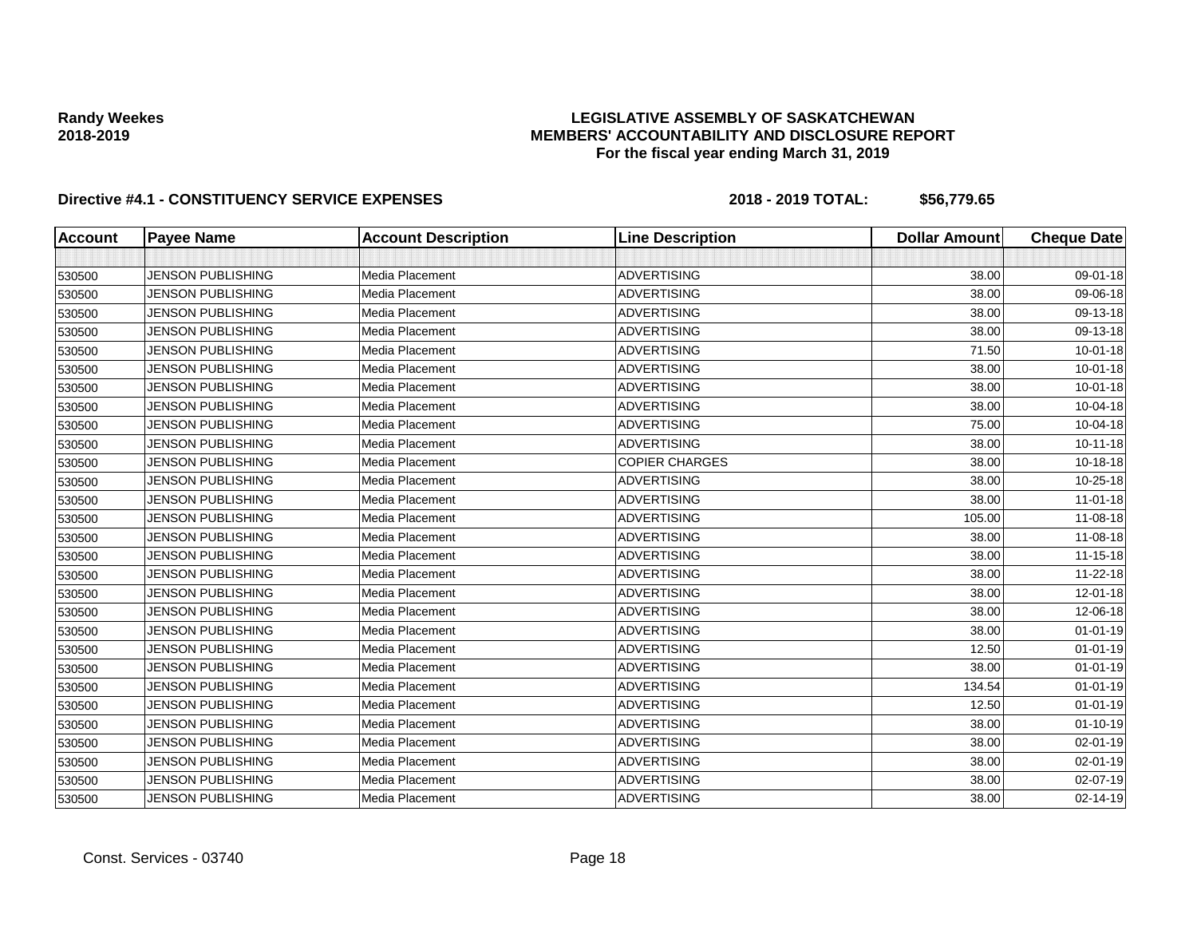**Randy Weekes**
**2018-2019**

# LEGISLATIVE ASSEMBLY OF SASKATCHEWAN
## MEMBERS' ACCOUNTABILITY AND DISCLOSURE REPORT
### For the fiscal year ending March 31, 2019

**Directive #4.1 - CONSTITUENCY SERVICE EXPENSES** **2018 - 2019 TOTAL: $56,779.65**

| Account | Payee Name | Account Description | Line Description | Dollar Amount | Cheque Date |
|---|---|---|---|---|---|
| | | | | | |
| 530500 | JENSON PUBLISHING | Media Placement | ADVERTISING | 38.00 | 09-01-18 |
| 530500 | JENSON PUBLISHING | Media Placement | ADVERTISING | 38.00 | 09-06-18 |
| 530500 | JENSON PUBLISHING | Media Placement | ADVERTISING | 38.00 | 09-13-18 |
| 530500 | JENSON PUBLISHING | Media Placement | ADVERTISING | 38.00 | 09-13-18 |
| 530500 | JENSON PUBLISHING | Media Placement | ADVERTISING | 71.50 | 10-01-18 |
| 530500 | JENSON PUBLISHING | Media Placement | ADVERTISING | 38.00 | 10-01-18 |
| 530500 | JENSON PUBLISHING | Media Placement | ADVERTISING | 38.00 | 10-01-18 |
| 530500 | JENSON PUBLISHING | Media Placement | ADVERTISING | 38.00 | 10-04-18 |
| 530500 | JENSON PUBLISHING | Media Placement | ADVERTISING | 75.00 | 10-04-18 |
| 530500 | JENSON PUBLISHING | Media Placement | ADVERTISING | 38.00 | 10-11-18 |
| 530500 | JENSON PUBLISHING | Media Placement | COPIER CHARGES | 38.00 | 10-18-18 |
| 530500 | JENSON PUBLISHING | Media Placement | ADVERTISING | 38.00 | 10-25-18 |
| 530500 | JENSON PUBLISHING | Media Placement | ADVERTISING | 38.00 | 11-01-18 |
| 530500 | JENSON PUBLISHING | Media Placement | ADVERTISING | 105.00 | 11-08-18 |
| 530500 | JENSON PUBLISHING | Media Placement | ADVERTISING | 38.00 | 11-08-18 |
| 530500 | JENSON PUBLISHING | Media Placement | ADVERTISING | 38.00 | 11-15-18 |
| 530500 | JENSON PUBLISHING | Media Placement | ADVERTISING | 38.00 | 11-22-18 |
| 530500 | JENSON PUBLISHING | Media Placement | ADVERTISING | 38.00 | 12-01-18 |
| 530500 | JENSON PUBLISHING | Media Placement | ADVERTISING | 38.00 | 12-06-18 |
| 530500 | JENSON PUBLISHING | Media Placement | ADVERTISING | 38.00 | 01-01-19 |
| 530500 | JENSON PUBLISHING | Media Placement | ADVERTISING | 12.50 | 01-01-19 |
| 530500 | JENSON PUBLISHING | Media Placement | ADVERTISING | 38.00 | 01-01-19 |
| 530500 | JENSON PUBLISHING | Media Placement | ADVERTISING | 134.54 | 01-01-19 |
| 530500 | JENSON PUBLISHING | Media Placement | ADVERTISING | 12.50 | 01-01-19 |
| 530500 | JENSON PUBLISHING | Media Placement | ADVERTISING | 38.00 | 01-10-19 |
| 530500 | JENSON PUBLISHING | Media Placement | ADVERTISING | 38.00 | 02-01-19 |
| 530500 | JENSON PUBLISHING | Media Placement | ADVERTISING | 38.00 | 02-01-19 |
| 530500 | JENSON PUBLISHING | Media Placement | ADVERTISING | 38.00 | 02-07-19 |
| 530500 | JENSON PUBLISHING | Media Placement | ADVERTISING | 38.00 | 02-14-19 |

Const. Services - 03740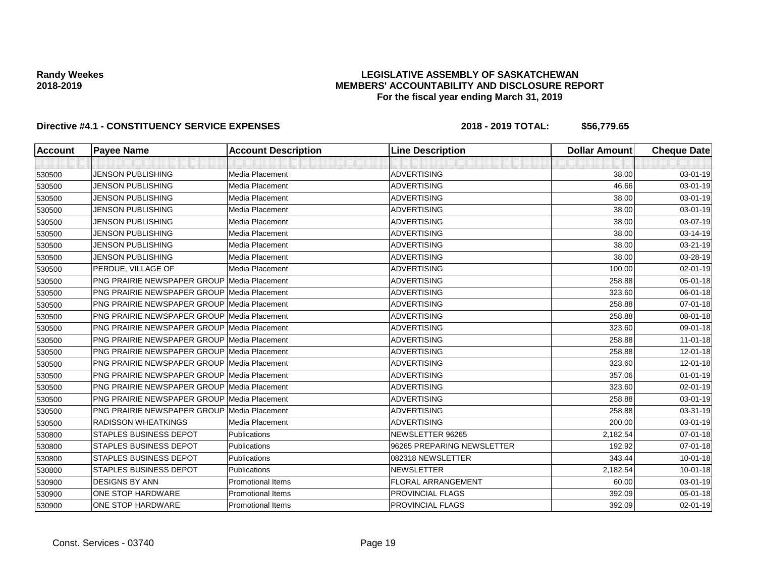**Randy Weekes**
**2018-2019**

**LEGISLATIVE ASSEMBLY OF SASKATCHEWAN**
**MEMBERS' ACCOUNTABILITY AND DISCLOSURE REPORT**
**For the fiscal year ending March 31, 2019**

**Directive #4.1 - CONSTITUENCY SERVICE EXPENSES** **2018 - 2019 TOTAL: $56,779.65**

| Account | Payee Name | Account Description | Line Description | Dollar Amount | Cheque Date |
|---|---|---|---|---|---|
| | | | | | |
| 530500 | JENSON PUBLISHING | Media Placement | ADVERTISING | 38.00 | 03-01-19 |
| 530500 | JENSON PUBLISHING | Media Placement | ADVERTISING | 46.66 | 03-01-19 |
| 530500 | JENSON PUBLISHING | Media Placement | ADVERTISING | 38.00 | 03-01-19 |
| 530500 | JENSON PUBLISHING | Media Placement | ADVERTISING | 38.00 | 03-01-19 |
| 530500 | JENSON PUBLISHING | Media Placement | ADVERTISING | 38.00 | 03-07-19 |
| 530500 | JENSON PUBLISHING | Media Placement | ADVERTISING | 38.00 | 03-14-19 |
| 530500 | JENSON PUBLISHING | Media Placement | ADVERTISING | 38.00 | 03-21-19 |
| 530500 | JENSON PUBLISHING | Media Placement | ADVERTISING | 38.00 | 03-28-19 |
| 530500 | PERDUE, VILLAGE OF | Media Placement | ADVERTISING | 100.00 | 02-01-19 |
| 530500 | PNG PRAIRIE NEWSPAPER GROUP | Media Placement | ADVERTISING | 258.88 | 05-01-18 |
| 530500 | PNG PRAIRIE NEWSPAPER GROUP | Media Placement | ADVERTISING | 323.60 | 06-01-18 |
| 530500 | PNG PRAIRIE NEWSPAPER GROUP | Media Placement | ADVERTISING | 258.88 | 07-01-18 |
| 530500 | PNG PRAIRIE NEWSPAPER GROUP | Media Placement | ADVERTISING | 258.88 | 08-01-18 |
| 530500 | PNG PRAIRIE NEWSPAPER GROUP | Media Placement | ADVERTISING | 323.60 | 09-01-18 |
| 530500 | PNG PRAIRIE NEWSPAPER GROUP | Media Placement | ADVERTISING | 258.88 | 11-01-18 |
| 530500 | PNG PRAIRIE NEWSPAPER GROUP | Media Placement | ADVERTISING | 258.88 | 12-01-18 |
| 530500 | PNG PRAIRIE NEWSPAPER GROUP | Media Placement | ADVERTISING | 323.60 | 12-01-18 |
| 530500 | PNG PRAIRIE NEWSPAPER GROUP | Media Placement | ADVERTISING | 357.06 | 01-01-19 |
| 530500 | PNG PRAIRIE NEWSPAPER GROUP | Media Placement | ADVERTISING | 323.60 | 02-01-19 |
| 530500 | PNG PRAIRIE NEWSPAPER GROUP | Media Placement | ADVERTISING | 258.88 | 03-01-19 |
| 530500 | PNG PRAIRIE NEWSPAPER GROUP | Media Placement | ADVERTISING | 258.88 | 03-31-19 |
| 530500 | RADISSON WHEATKINGS | Media Placement | ADVERTISING | 200.00 | 03-01-19 |
| 530800 | STAPLES BUSINESS DEPOT | Publications | NEWSLETTER 96265 | 2,182.54 | 07-01-18 |
| 530800 | STAPLES BUSINESS DEPOT | Publications | 96265 PREPARING NEWSLETTER | 192.92 | 07-01-18 |
| 530800 | STAPLES BUSINESS DEPOT | Publications | 082318 NEWSLETTER | 343.44 | 10-01-18 |
| 530800 | STAPLES BUSINESS DEPOT | Publications | NEWSLETTER | 2,182.54 | 10-01-18 |
| 530900 | DESIGNS BY ANN | Promotional Items | FLORAL ARRANGEMENT | 60.00 | 03-01-19 |
| 530900 | ONE STOP HARDWARE | Promotional Items | PROVINCIAL FLAGS | 392.09 | 05-01-18 |
| 530900 | ONE STOP HARDWARE | Promotional Items | PROVINCIAL FLAGS | 392.09 | 02-01-19 |

Const. Services - 03740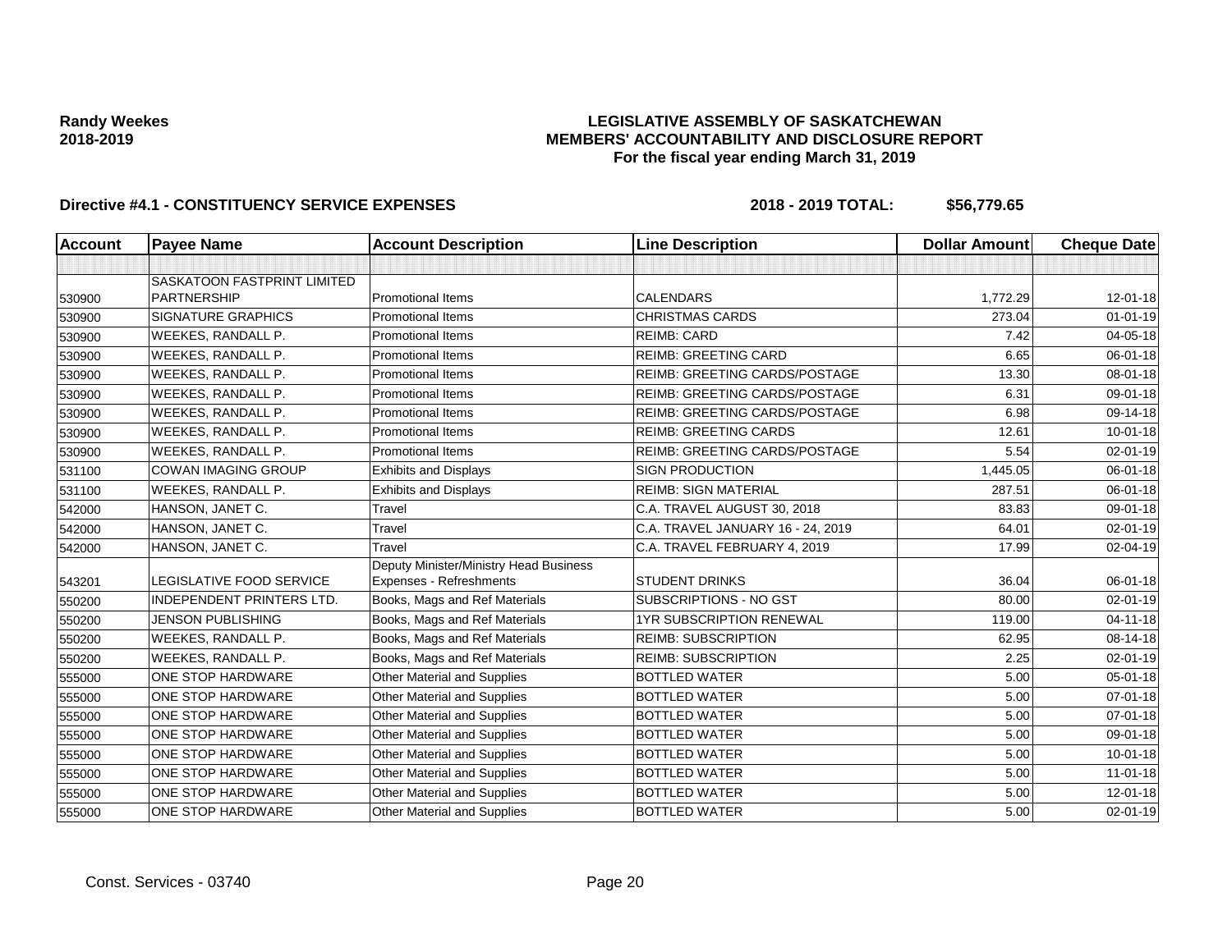**Randy Weekes**
**2018-2019**

# LEGISLATIVE ASSEMBLY OF SASKATCHEWAN
## MEMBERS' ACCOUNTABILITY AND DISCLOSURE REPORT
### For the fiscal year ending March 31, 2019

**Directive #4.1 - CONSTITUENCY SERVICE EXPENSES** **2018 - 2019 TOTAL: $56,779.65**

| Account | Payee Name | Account Description | Line Description | Dollar Amount | Cheque Date |
|---|---|---|---|---|---|
| | | | | | |
| 530900 | SASKATOON FASTPRINT LIMITED PARTNERSHIP | Promotional Items | CALENDARS | 1,772.29 | 12-01-18 |
| 530900 | SIGNATURE GRAPHICS | Promotional Items | CHRISTMAS CARDS | 273.04 | 01-01-19 |
| 530900 | WEEKES, RANDALL P. | Promotional Items | REIMB: CARD | 7.42 | 04-05-18 |
| 530900 | WEEKES, RANDALL P. | Promotional Items | REIMB: GREETING CARD | 6.65 | 06-01-18 |
| 530900 | WEEKES, RANDALL P. | Promotional Items | REIMB: GREETING CARDS/POSTAGE | 13.30 | 08-01-18 |
| 530900 | WEEKES, RANDALL P. | Promotional Items | REIMB: GREETING CARDS/POSTAGE | 6.31 | 09-01-18 |
| 530900 | WEEKES, RANDALL P. | Promotional Items | REIMB: GREETING CARDS/POSTAGE | 6.98 | 09-14-18 |
| 530900 | WEEKES, RANDALL P. | Promotional Items | REIMB: GREETING CARDS | 12.61 | 10-01-18 |
| 530900 | WEEKES, RANDALL P. | Promotional Items | REIMB: GREETING CARDS/POSTAGE | 5.54 | 02-01-19 |
| 531100 | COWAN IMAGING GROUP | Exhibits and Displays | SIGN PRODUCTION | 1,445.05 | 06-01-18 |
| 531100 | WEEKES, RANDALL P. | Exhibits and Displays | REIMB: SIGN MATERIAL | 287.51 | 06-01-18 |
| 542000 | HANSON, JANET C. | Travel | C.A. TRAVEL AUGUST 30, 2018 | 83.83 | 09-01-18 |
| 542000 | HANSON, JANET C. | Travel | C.A. TRAVEL JANUARY 16 - 24, 2019 | 64.01 | 02-01-19 |
| 542000 | HANSON, JANET C. | Travel | C.A. TRAVEL FEBRUARY 4, 2019 | 17.99 | 02-04-19 |
| 543201 | LEGISLATIVE FOOD SERVICE | Deputy Minister/Ministry Head Business Expenses - Refreshments | STUDENT DRINKS | 36.04 | 06-01-18 |
| 550200 | INDEPENDENT PRINTERS LTD. | Books, Mags and Ref Materials | SUBSCRIPTIONS - NO GST | 80.00 | 02-01-19 |
| 550200 | JENSON PUBLISHING | Books, Mags and Ref Materials | 1YR SUBSCRIPTION RENEWAL | 119.00 | 04-11-18 |
| 550200 | WEEKES, RANDALL P. | Books, Mags and Ref Materials | REIMB: SUBSCRIPTION | 62.95 | 08-14-18 |
| 550200 | WEEKES, RANDALL P. | Books, Mags and Ref Materials | REIMB: SUBSCRIPTION | 2.25 | 02-01-19 |
| 555000 | ONE STOP HARDWARE | Other Material and Supplies | BOTTLED WATER | 5.00 | 05-01-18 |
| 555000 | ONE STOP HARDWARE | Other Material and Supplies | BOTTLED WATER | 5.00 | 07-01-18 |
| 555000 | ONE STOP HARDWARE | Other Material and Supplies | BOTTLED WATER | 5.00 | 07-01-18 |
| 555000 | ONE STOP HARDWARE | Other Material and Supplies | BOTTLED WATER | 5.00 | 09-01-18 |
| 555000 | ONE STOP HARDWARE | Other Material and Supplies | BOTTLED WATER | 5.00 | 10-01-18 |
| 555000 | ONE STOP HARDWARE | Other Material and Supplies | BOTTLED WATER | 5.00 | 11-01-18 |
| 555000 | ONE STOP HARDWARE | Other Material and Supplies | BOTTLED WATER | 5.00 | 12-01-18 |
| 555000 | ONE STOP HARDWARE | Other Material and Supplies | BOTTLED WATER | 5.00 | 02-01-19 |

Const. Services - 03740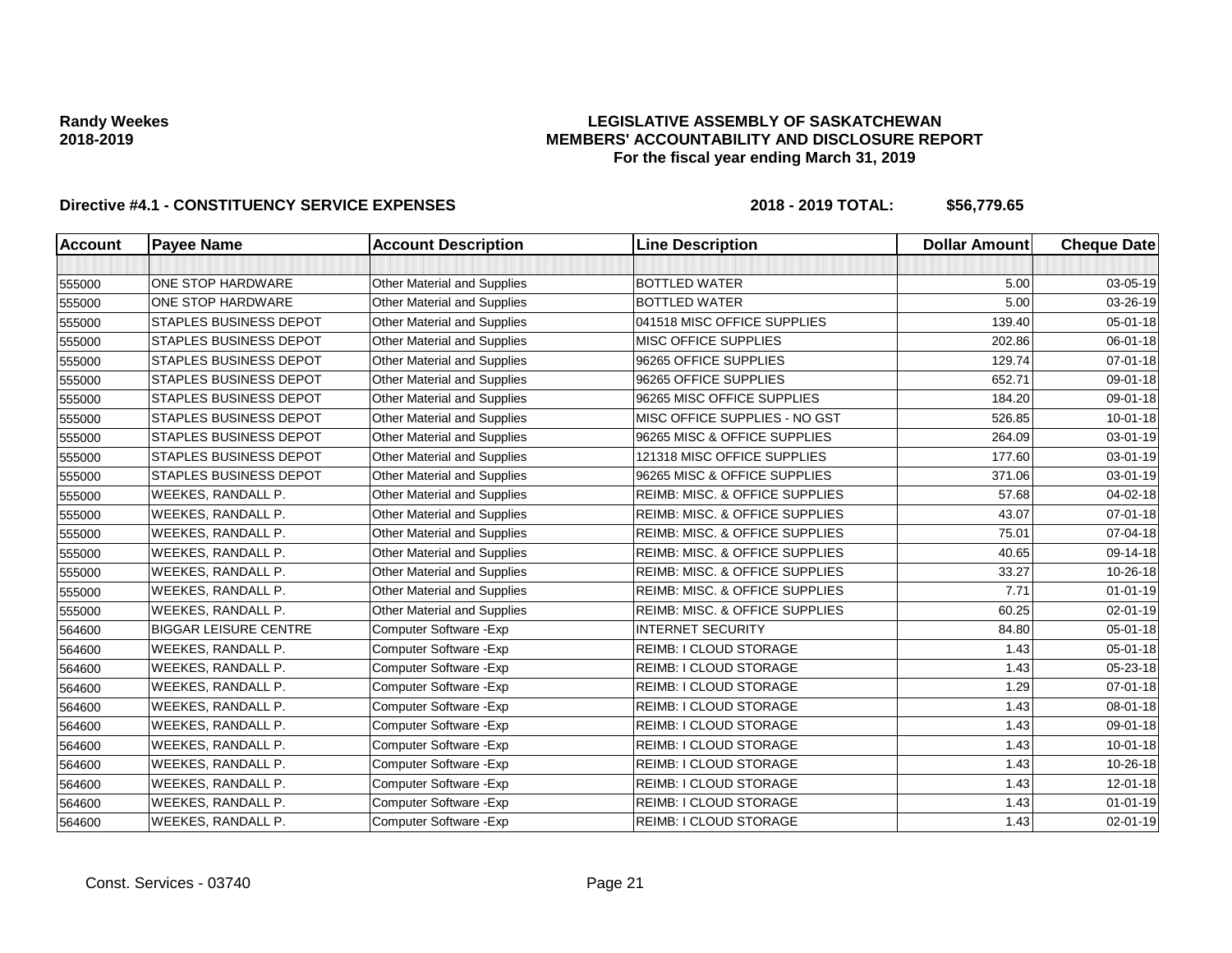**Randy Weekes**
**2018-2019**

**LEGISLATIVE ASSEMBLY OF SASKATCHEWAN**
**MEMBERS' ACCOUNTABILITY AND DISCLOSURE REPORT**
**For the fiscal year ending March 31, 2019**

**Directive #4.1 - CONSTITUENCY SERVICE EXPENSES** **2018 - 2019 TOTAL: $56,779.65**

| Account | Payee Name | Account Description | Line Description | Dollar Amount | Cheque Date |
|---|---|---|---|---|---|
| | | | | | |
| 555000 | ONE STOP HARDWARE | Other Material and Supplies | BOTTLED WATER | 5.00 | 03-05-19 |
| 555000 | ONE STOP HARDWARE | Other Material and Supplies | BOTTLED WATER | 5.00 | 03-26-19 |
| 555000 | STAPLES BUSINESS DEPOT | Other Material and Supplies | 041518 MISC OFFICE SUPPLIES | 139.40 | 05-01-18 |
| 555000 | STAPLES BUSINESS DEPOT | Other Material and Supplies | MISC OFFICE SUPPLIES | 202.86 | 06-01-18 |
| 555000 | STAPLES BUSINESS DEPOT | Other Material and Supplies | 96265 OFFICE SUPPLIES | 129.74 | 07-01-18 |
| 555000 | STAPLES BUSINESS DEPOT | Other Material and Supplies | 96265 OFFICE SUPPLIES | 652.71 | 09-01-18 |
| 555000 | STAPLES BUSINESS DEPOT | Other Material and Supplies | 96265 MISC OFFICE SUPPLIES | 184.20 | 09-01-18 |
| 555000 | STAPLES BUSINESS DEPOT | Other Material and Supplies | MISC OFFICE SUPPLIES - NO GST | 526.85 | 10-01-18 |
| 555000 | STAPLES BUSINESS DEPOT | Other Material and Supplies | 96265 MISC & OFFICE SUPPLIES | 264.09 | 03-01-19 |
| 555000 | STAPLES BUSINESS DEPOT | Other Material and Supplies | 121318 MISC OFFICE SUPPLIES | 177.60 | 03-01-19 |
| 555000 | STAPLES BUSINESS DEPOT | Other Material and Supplies | 96265 MISC & OFFICE SUPPLIES | 371.06 | 03-01-19 |
| 555000 | WEEKES, RANDALL P. | Other Material and Supplies | REIMB: MISC. & OFFICE SUPPLIES | 57.68 | 04-02-18 |
| 555000 | WEEKES, RANDALL P. | Other Material and Supplies | REIMB: MISC. & OFFICE SUPPLIES | 43.07 | 07-01-18 |
| 555000 | WEEKES, RANDALL P. | Other Material and Supplies | REIMB: MISC. & OFFICE SUPPLIES | 75.01 | 07-04-18 |
| 555000 | WEEKES, RANDALL P. | Other Material and Supplies | REIMB: MISC. & OFFICE SUPPLIES | 40.65 | 09-14-18 |
| 555000 | WEEKES, RANDALL P. | Other Material and Supplies | REIMB: MISC. & OFFICE SUPPLIES | 33.27 | 10-26-18 |
| 555000 | WEEKES, RANDALL P. | Other Material and Supplies | REIMB: MISC. & OFFICE SUPPLIES | 7.71 | 01-01-19 |
| 555000 | WEEKES, RANDALL P. | Other Material and Supplies | REIMB: MISC. & OFFICE SUPPLIES | 60.25 | 02-01-19 |
| 564600 | BIGGAR LEISURE CENTRE | Computer Software -Exp | INTERNET SECURITY | 84.80 | 05-01-18 |
| 564600 | WEEKES, RANDALL P. | Computer Software -Exp | REIMB: I CLOUD STORAGE | 1.43 | 05-01-18 |
| 564600 | WEEKES, RANDALL P. | Computer Software -Exp | REIMB: I CLOUD STORAGE | 1.43 | 05-23-18 |
| 564600 | WEEKES, RANDALL P. | Computer Software -Exp | REIMB: I CLOUD STORAGE | 1.29 | 07-01-18 |
| 564600 | WEEKES, RANDALL P. | Computer Software -Exp | REIMB: I CLOUD STORAGE | 1.43 | 08-01-18 |
| 564600 | WEEKES, RANDALL P. | Computer Software -Exp | REIMB: I CLOUD STORAGE | 1.43 | 09-01-18 |
| 564600 | WEEKES, RANDALL P. | Computer Software -Exp | REIMB: I CLOUD STORAGE | 1.43 | 10-01-18 |
| 564600 | WEEKES, RANDALL P. | Computer Software -Exp | REIMB: I CLOUD STORAGE | 1.43 | 10-26-18 |
| 564600 | WEEKES, RANDALL P. | Computer Software -Exp | REIMB: I CLOUD STORAGE | 1.43 | 12-01-18 |
| 564600 | WEEKES, RANDALL P. | Computer Software -Exp | REIMB: I CLOUD STORAGE | 1.43 | 01-01-19 |
| 564600 | WEEKES, RANDALL P. | Computer Software -Exp | REIMB: I CLOUD STORAGE | 1.43 | 02-01-19 |

Const. Services - 03740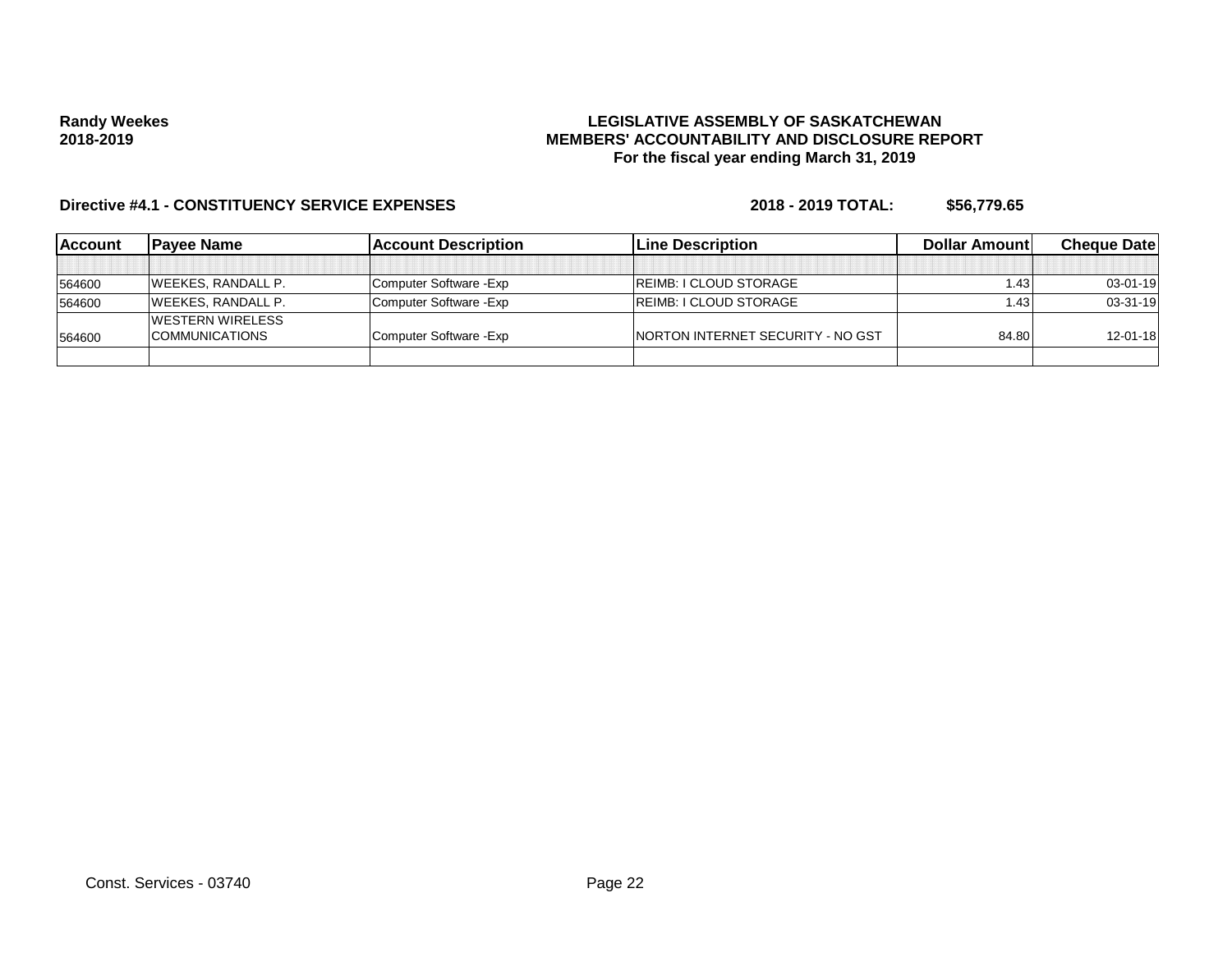**Randy Weekes**
**2018-2019**

**LEGISLATIVE ASSEMBLY OF SASKATCHEWAN**
**MEMBERS' ACCOUNTABILITY AND DISCLOSURE REPORT**
**For the fiscal year ending March 31, 2019**

**Directive #4.1 - CONSTITUENCY SERVICE EXPENSES** **2018 - 2019 TOTAL: $56,779.65**

| Account | Payee Name | Account Description | Line Description | Dollar Amount | Cheque Date |
|---|---|---|---|---|---|
| | | | | | |
| 564600 | WEEKES, RANDALL P. | Computer Software -Exp | REIMB: I CLOUD STORAGE | 1.43 | 03-01-19 |
| 564600 | WEEKES, RANDALL P. | Computer Software -Exp | REIMB: I CLOUD STORAGE | 1.43 | 03-31-19 |
| 564600 | WESTERN WIRELESS COMMUNICATIONS | Computer Software -Exp | NORTON INTERNET SECURITY - NO GST | 84.80 | 12-01-18 |
| | | | | | |

Const. Services - 03740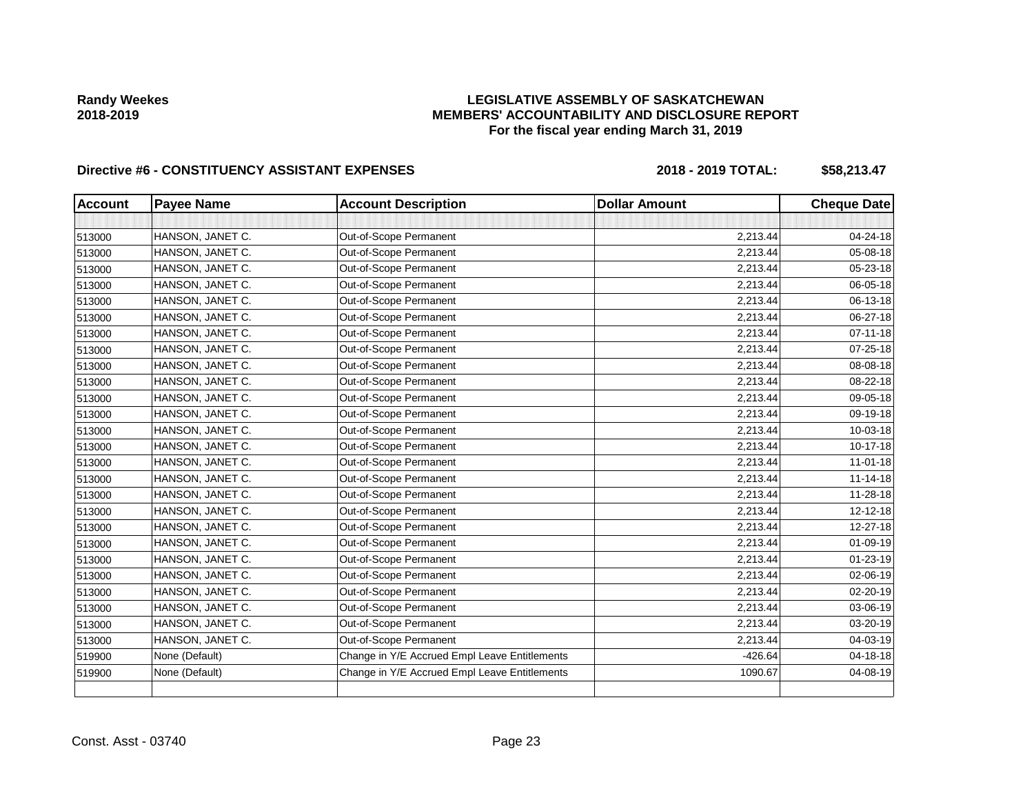**Randy Weekes**
**2018-2019**

**LEGISLATIVE ASSEMBLY OF SASKATCHEWAN**
**MEMBERS' ACCOUNTABILITY AND DISCLOSURE REPORT**
**For the fiscal year ending March 31, 2019**

**Directive #6 - CONSTITUENCY ASSISTANT EXPENSES** **2018 - 2019 TOTAL: $58,213.47**

| Account | Payee Name | Account Description | Dollar Amount | Cheque Date |
|---|---|---|---|---|
| | | | | |
| 513000 | HANSON, JANET C. | Out-of-Scope Permanent | 2,213.44 | 04-24-18 |
| 513000 | HANSON, JANET C. | Out-of-Scope Permanent | 2,213.44 | 05-08-18 |
| 513000 | HANSON, JANET C. | Out-of-Scope Permanent | 2,213.44 | 05-23-18 |
| 513000 | HANSON, JANET C. | Out-of-Scope Permanent | 2,213.44 | 06-05-18 |
| 513000 | HANSON, JANET C. | Out-of-Scope Permanent | 2,213.44 | 06-13-18 |
| 513000 | HANSON, JANET C. | Out-of-Scope Permanent | 2,213.44 | 06-27-18 |
| 513000 | HANSON, JANET C. | Out-of-Scope Permanent | 2,213.44 | 07-11-18 |
| 513000 | HANSON, JANET C. | Out-of-Scope Permanent | 2,213.44 | 07-25-18 |
| 513000 | HANSON, JANET C. | Out-of-Scope Permanent | 2,213.44 | 08-08-18 |
| 513000 | HANSON, JANET C. | Out-of-Scope Permanent | 2,213.44 | 08-22-18 |
| 513000 | HANSON, JANET C. | Out-of-Scope Permanent | 2,213.44 | 09-05-18 |
| 513000 | HANSON, JANET C. | Out-of-Scope Permanent | 2,213.44 | 09-19-18 |
| 513000 | HANSON, JANET C. | Out-of-Scope Permanent | 2,213.44 | 10-03-18 |
| 513000 | HANSON, JANET C. | Out-of-Scope Permanent | 2,213.44 | 10-17-18 |
| 513000 | HANSON, JANET C. | Out-of-Scope Permanent | 2,213.44 | 11-01-18 |
| 513000 | HANSON, JANET C. | Out-of-Scope Permanent | 2,213.44 | 11-14-18 |
| 513000 | HANSON, JANET C. | Out-of-Scope Permanent | 2,213.44 | 11-28-18 |
| 513000 | HANSON, JANET C. | Out-of-Scope Permanent | 2,213.44 | 12-12-18 |
| 513000 | HANSON, JANET C. | Out-of-Scope Permanent | 2,213.44 | 12-27-18 |
| 513000 | HANSON, JANET C. | Out-of-Scope Permanent | 2,213.44 | 01-09-19 |
| 513000 | HANSON, JANET C. | Out-of-Scope Permanent | 2,213.44 | 01-23-19 |
| 513000 | HANSON, JANET C. | Out-of-Scope Permanent | 2,213.44 | 02-06-19 |
| 513000 | HANSON, JANET C. | Out-of-Scope Permanent | 2,213.44 | 02-20-19 |
| 513000 | HANSON, JANET C. | Out-of-Scope Permanent | 2,213.44 | 03-06-19 |
| 513000 | HANSON, JANET C. | Out-of-Scope Permanent | 2,213.44 | 03-20-19 |
| 513000 | HANSON, JANET C. | Out-of-Scope Permanent | 2,213.44 | 04-03-19 |
| 519900 | None (Default) | Change in Y/E Accrued Empl Leave Entitlements | -426.64 | 04-18-18 |
| 519900 | None (Default) | Change in Y/E Accrued Empl Leave Entitlements | 1090.67 | 04-08-19 |
| | | | | |

Const. Asst - 03740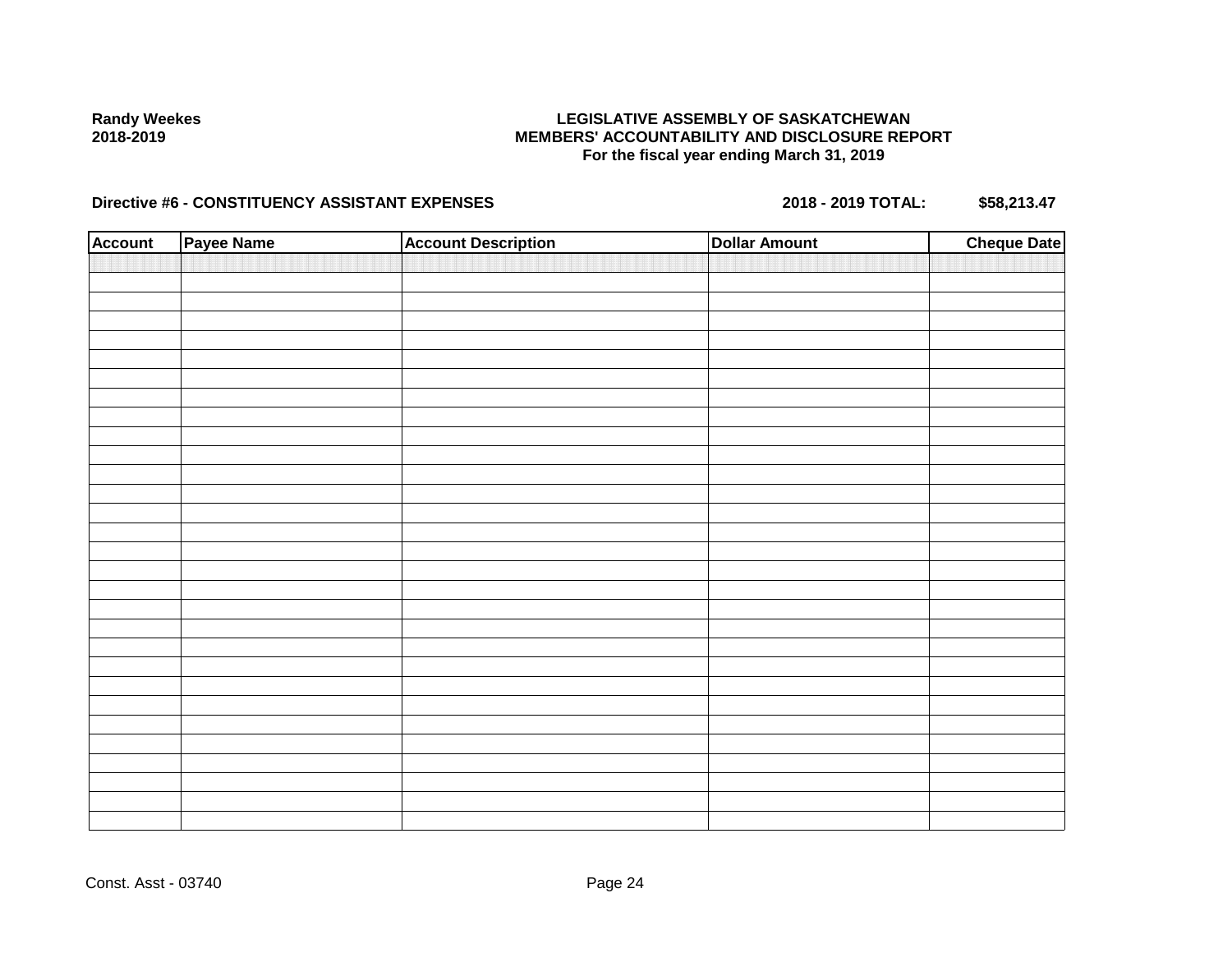**Randy Weekes**
**2018-2019**

# LEGISLATIVE ASSEMBLY OF SASKATCHEWAN
## MEMBERS' ACCOUNTABILITY AND DISCLOSURE REPORT
### For the fiscal year ending March 31, 2019

**Directive #6 - CONSTITUENCY ASSISTANT EXPENSES** **2018 - 2019 TOTAL: $58,213.47**

| Account | Payee Name | Account Description | Dollar Amount | Cheque Date |
|---|---|---|---|---|
| | | | | |

Const. Asst - 03740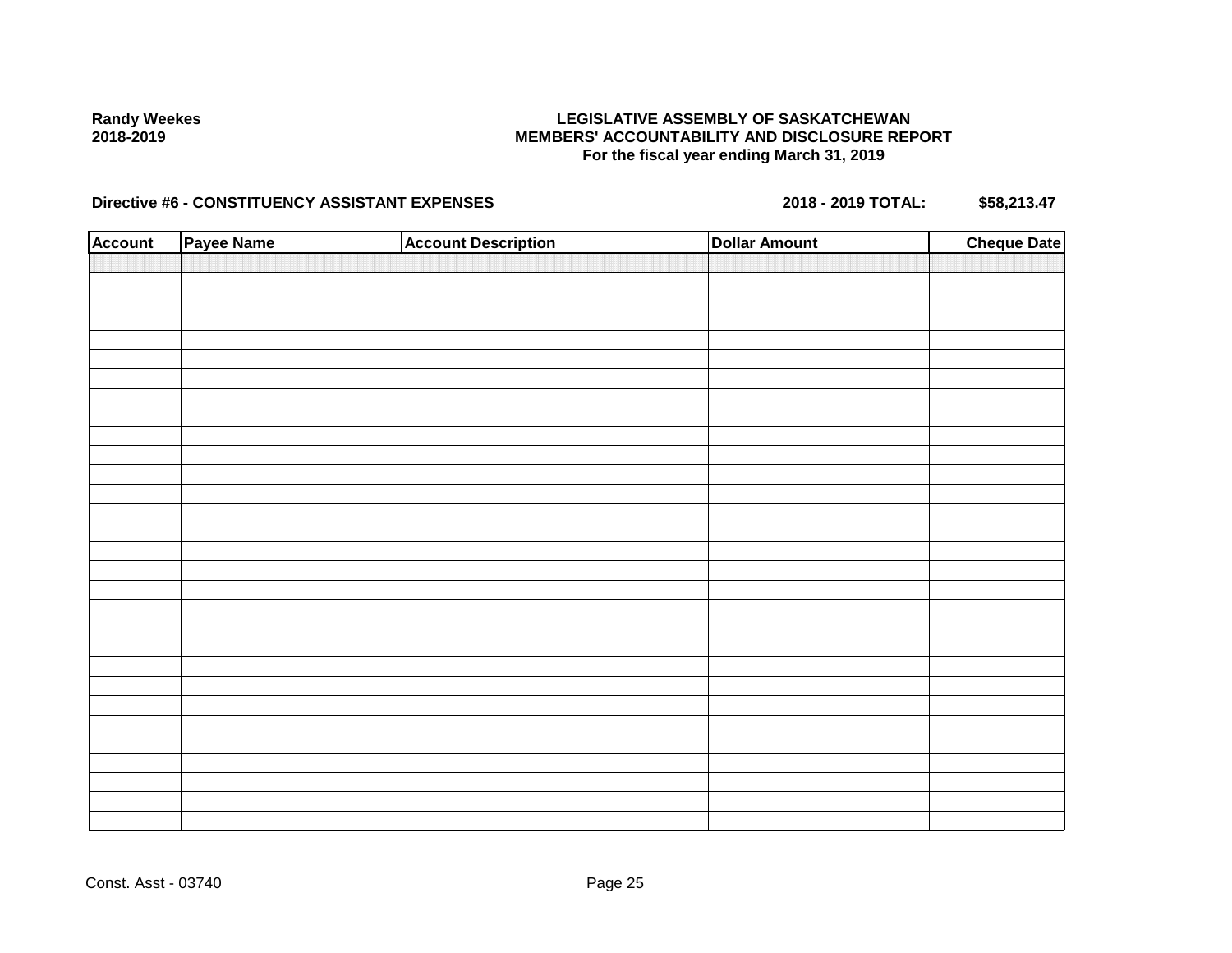**Randy Weekes**
**2018-2019**

**LEGISLATIVE ASSEMBLY OF SASKATCHEWAN**
**MEMBERS' ACCOUNTABILITY AND DISCLOSURE REPORT**
**For the fiscal year ending March 31, 2019**

**Directive #6 - CONSTITUENCY ASSISTANT EXPENSES** **2018 - 2019 TOTAL: $58,213.47**

| Account | Payee Name | Account Description | Dollar Amount | Cheque Date |
|---|---|---|---|---|
| | | | | |

Const. Asst - 03740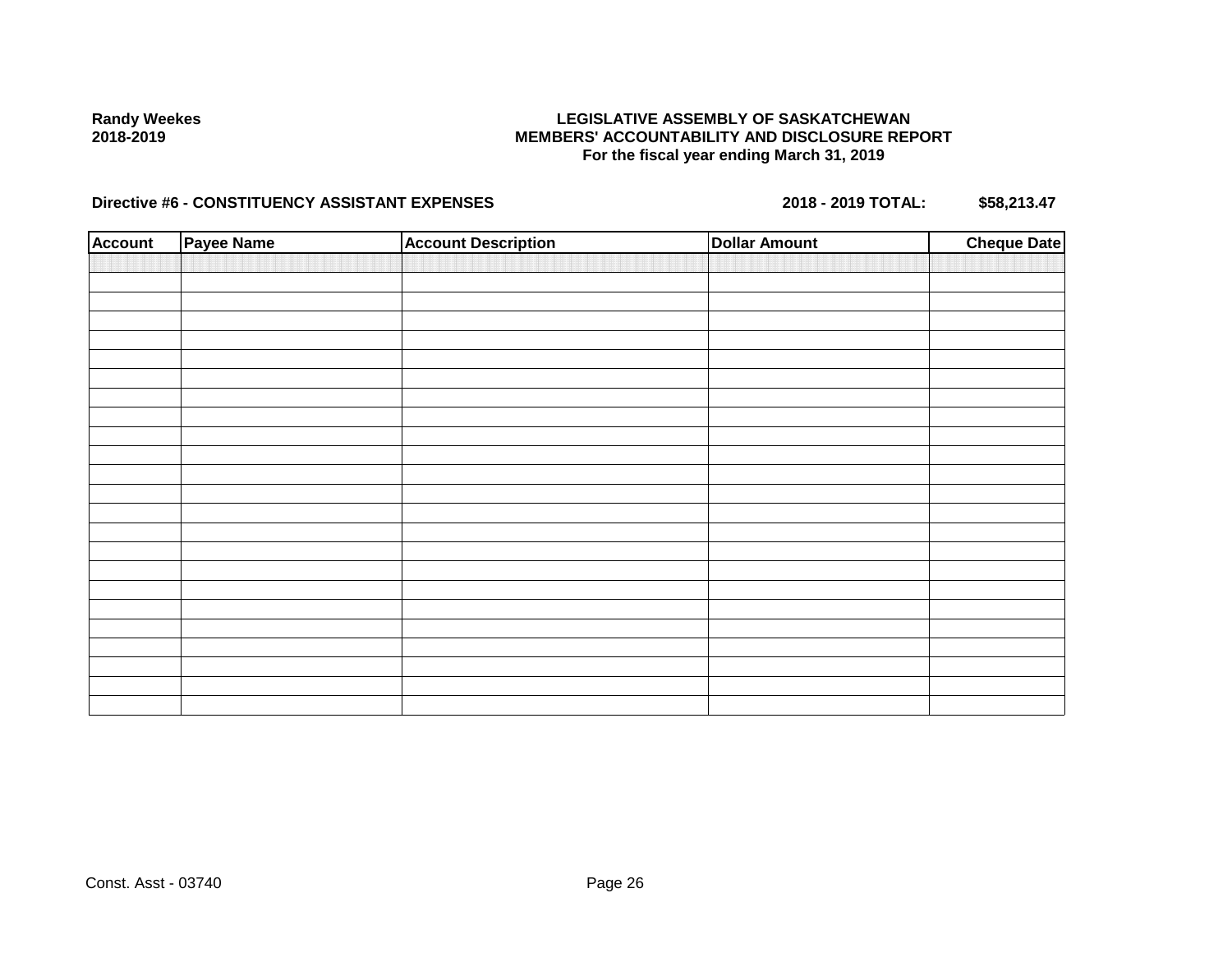Randy Weekes
2018-2019

**LEGISLATIVE ASSEMBLY OF SASKATCHEWAN**
**MEMBERS' ACCOUNTABILITY AND DISCLOSURE REPORT**
**For the fiscal year ending March 31, 2019**

**Directive #6 - CONSTITUENCY ASSISTANT EXPENSES** **2018 - 2019 TOTAL: $58,213.47**

| Account | Payee Name | Account Description | Dollar Amount | Cheque Date |
|---|---|---|---|---|
| | | | | |

Const. Asst - 03740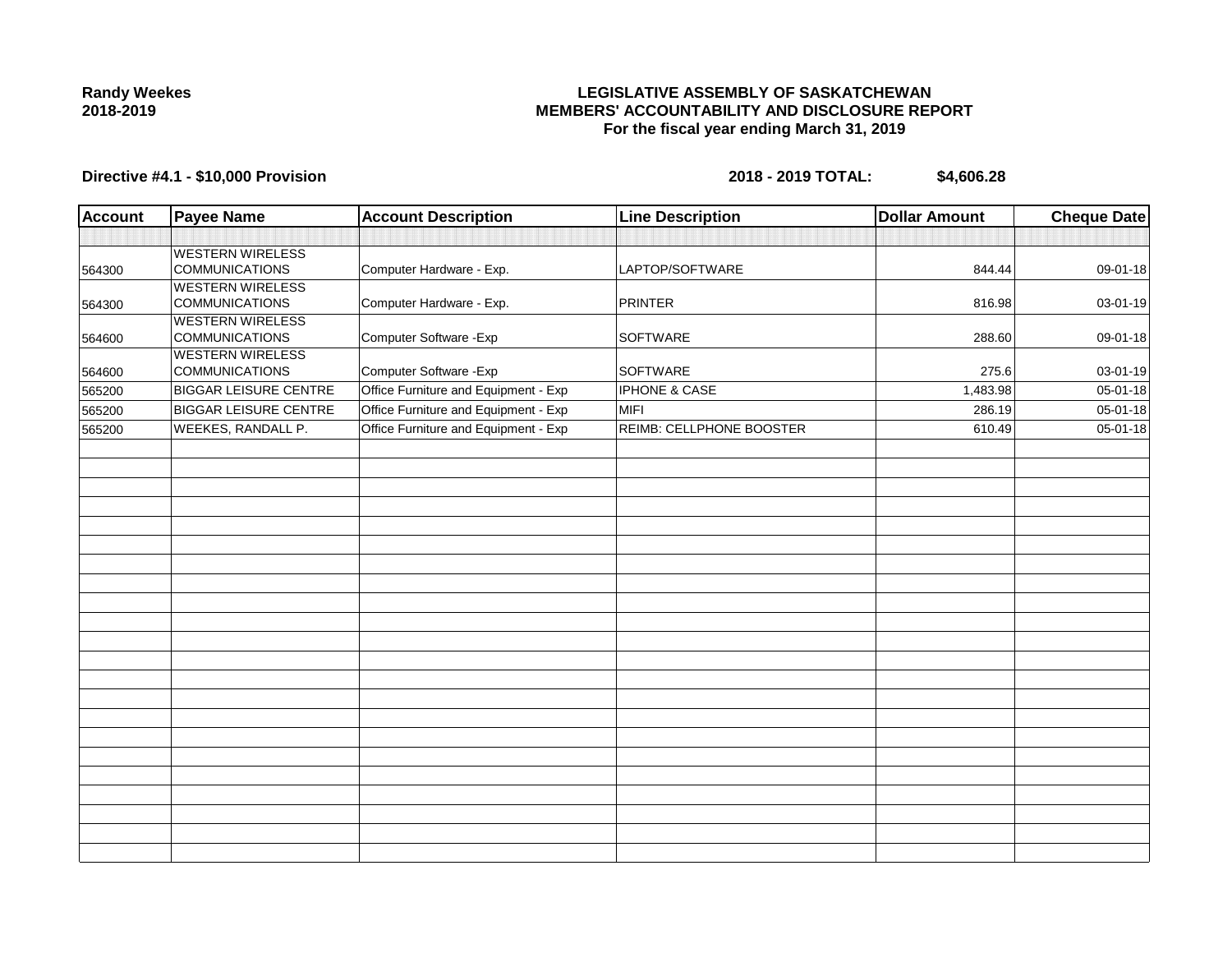**Randy Weekes**
**2018-2019**

**LEGISLATIVE ASSEMBLY OF SASKATCHEWAN**
**MEMBERS' ACCOUNTABILITY AND DISCLOSURE REPORT**
**For the fiscal year ending March 31, 2019**

**Directive #4.1 - $10,000 Provision**

**2018 - 2019 TOTAL: $4,606.28**

| Account | Payee Name | Account Description | Line Description | Dollar Amount | Cheque Date |
|---|---|---|---|---|---|
| 564300 | WESTERN WIRELESS COMMUNICATIONS | Computer Hardware - Exp. | LAPTOP/SOFTWARE | 844.44 | 09-01-18 |
| 564300 | WESTERN WIRELESS COMMUNICATIONS | Computer Hardware - Exp. | PRINTER | 816.98 | 03-01-19 |
| 564600 | WESTERN WIRELESS COMMUNICATIONS | Computer Software -Exp | SOFTWARE | 288.60 | 09-01-18 |
| 564600 | WESTERN WIRELESS COMMUNICATIONS | Computer Software -Exp | SOFTWARE | 275.6 | 03-01-19 |
| 565200 | BIGGAR LEISURE CENTRE | Office Furniture and Equipment - Exp | IPHONE & CASE | 1,483.98 | 05-01-18 |
| 565200 | BIGGAR LEISURE CENTRE | Office Furniture and Equipment - Exp | MIFI | 286.19 | 05-01-18 |
| 565200 | WEEKES, RANDALL P. | Office Furniture and Equipment - Exp | REIMB: CELLPHONE BOOSTER | 610.49 | 05-01-18 |